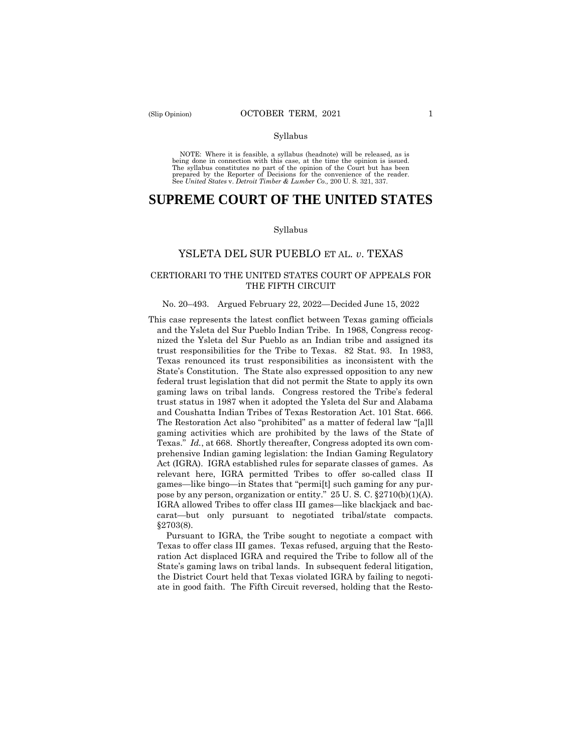Syllabus

NOTE: Where it is feasible, a syllabus (headnote) will be released, as is being done in connection with this case, at the time the opinion is issued. The syllabus constitutes no part of the opinion of the Court but has been prepared by the Reporter of Decisions for the convenience of the reader. See *United States* v. *Detroit Timber & Lumber Co.,* 200 U. S. 321, 337.

# SUPREME COURT OF THE UNITED STATES

Syllabus

## YSLETA DEL SUR PUEBLO ET AL. *v*. TEXAS

### CERTIORARI TO THE UNITED STATES COURT OF APPEALS FOR THE FIFTH CIRCUIT

No. 20–493. Argued February 22, 2022—Decided June 15, 2022

This case represents the latest conflict between Texas gaming officials and the Ysleta del Sur Pueblo Indian Tribe. In 1968, Congress recognized the Ysleta del Sur Pueblo as an Indian tribe and assigned its trust responsibilities for the Tribe to Texas. 82 Stat. 93. In 1983, Texas renounced its trust responsibilities as inconsistent with the State's Constitution. The State also expressed opposition to any new federal trust legislation that did not permit the State to apply its own gaming laws on tribal lands. Congress restored the Tribe's federal trust status in 1987 when it adopted the Ysleta del Sur and Alabama and Coushatta Indian Tribes of Texas Restoration Act. 101 Stat. 666. The Restoration Act also "prohibited" as a matter of federal law "[a]ll gaming activities which are prohibited by the laws of the State of Texas." *Id.*, at 668. Shortly thereafter, Congress adopted its own comprehensive Indian gaming legislation: the Indian Gaming Regulatory Act (IGRA). IGRA established rules for separate classes of games. As relevant here, IGRA permitted Tribes to offer so-called class II games—like bingo—in States that "permi[t] such gaming for any purpose by any person, organization or entity." 25 U. S. C. §2710(b)(1)(A). IGRA allowed Tribes to offer class III games—like blackjack and baccarat—but only pursuant to negotiated tribal/state compacts. §2703(8).

Pursuant to IGRA, the Tribe sought to negotiate a compact with Texas to offer class III games. Texas refused, arguing that the Restoration Act displaced IGRA and required the Tribe to follow all of the State's gaming laws on tribal lands. In subsequent federal litigation, the District Court held that Texas violated IGRA by failing to negotiate in good faith. The Fifth Circuit reversed, holding that the Resto-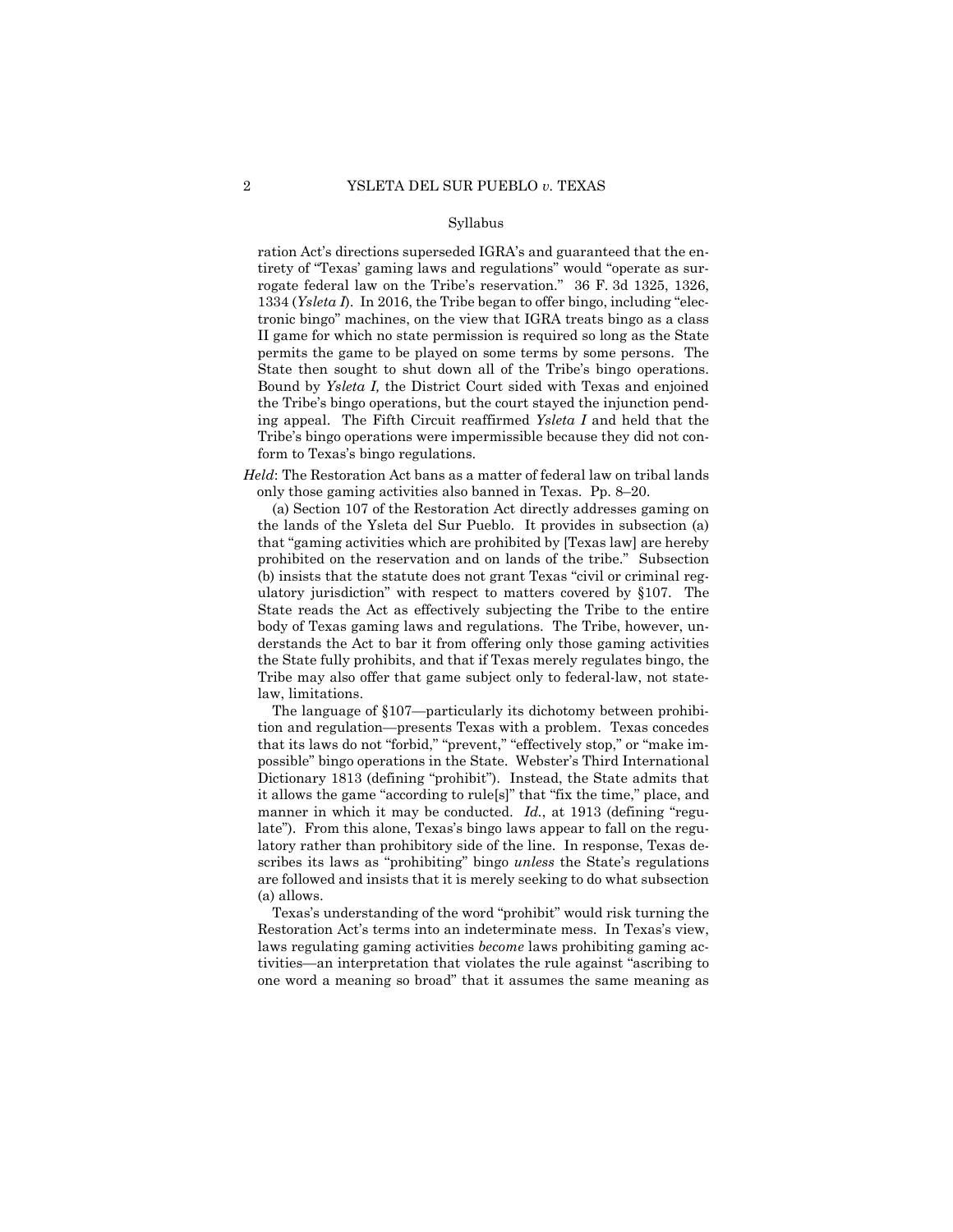ration Act's directions superseded IGRA's and guaranteed that the entirety of "Texas' gaming laws and regulations" would "operate as surrogate federal law on the Tribe's reservation." 36 F. 3d 1325, 1326, 1334 (*Ysleta I*). In 2016, the Tribe began to offer bingo, including "electronic bingo" machines, on the view that IGRA treats bingo as a class II game for which no state permission is required so long as the State permits the game to be played on some terms by some persons. The State then sought to shut down all of the Tribe's bingo operations. Bound by *Ysleta I,* the District Court sided with Texas and enjoined the Tribe's bingo operations, but the court stayed the injunction pending appeal. The Fifth Circuit reaffirmed *Ysleta I* and held that the Tribe's bingo operations were impermissible because they did not conform to Texas's bingo regulations.

*Held*: The Restoration Act bans as a matter of federal law on tribal lands only those gaming activities also banned in Texas. Pp. 8–20.

(a) Section 107 of the Restoration Act directly addresses gaming on the lands of the Ysleta del Sur Pueblo. It provides in subsection (a) that "gaming activities which are prohibited by [Texas law] are hereby prohibited on the reservation and on lands of the tribe." Subsection (b) insists that the statute does not grant Texas "civil or criminal regulatory jurisdiction" with respect to matters covered by §107. The State reads the Act as effectively subjecting the Tribe to the entire body of Texas gaming laws and regulations. The Tribe, however, understands the Act to bar it from offering only those gaming activities the State fully prohibits, and that if Texas merely regulates bingo, the Tribe may also offer that game subject only to federal-law, not state-law, limitations.

The language of §107—particularly its dichotomy between prohibition and regulation—presents Texas with a problem. Texas concedes that its laws do not "forbid," "prevent," "effectively stop," or "make impossible" bingo operations in the State. Webster's Third International Dictionary 1813 (defining "prohibit"). Instead, the State admits that it allows the game "according to rule[s]" that "fix the time," place, and manner in which it may be conducted. *Id.*, at 1913 (defining "regulate"). From this alone, Texas's bingo laws appear to fall on the regulatory rather than prohibitory side of the line. In response, Texas describes its laws as "prohibiting" bingo *unless* the State's regulations are followed and insists that it is merely seeking to do what subsection (a) allows.

Texas's understanding of the word "prohibit" would risk turning the Restoration Act's terms into an indeterminate mess. In Texas's view, laws regulating gaming activities *become* laws prohibiting gaming activities—an interpretation that violates the rule against "ascribing to one word a meaning so broad" that it assumes the same meaning as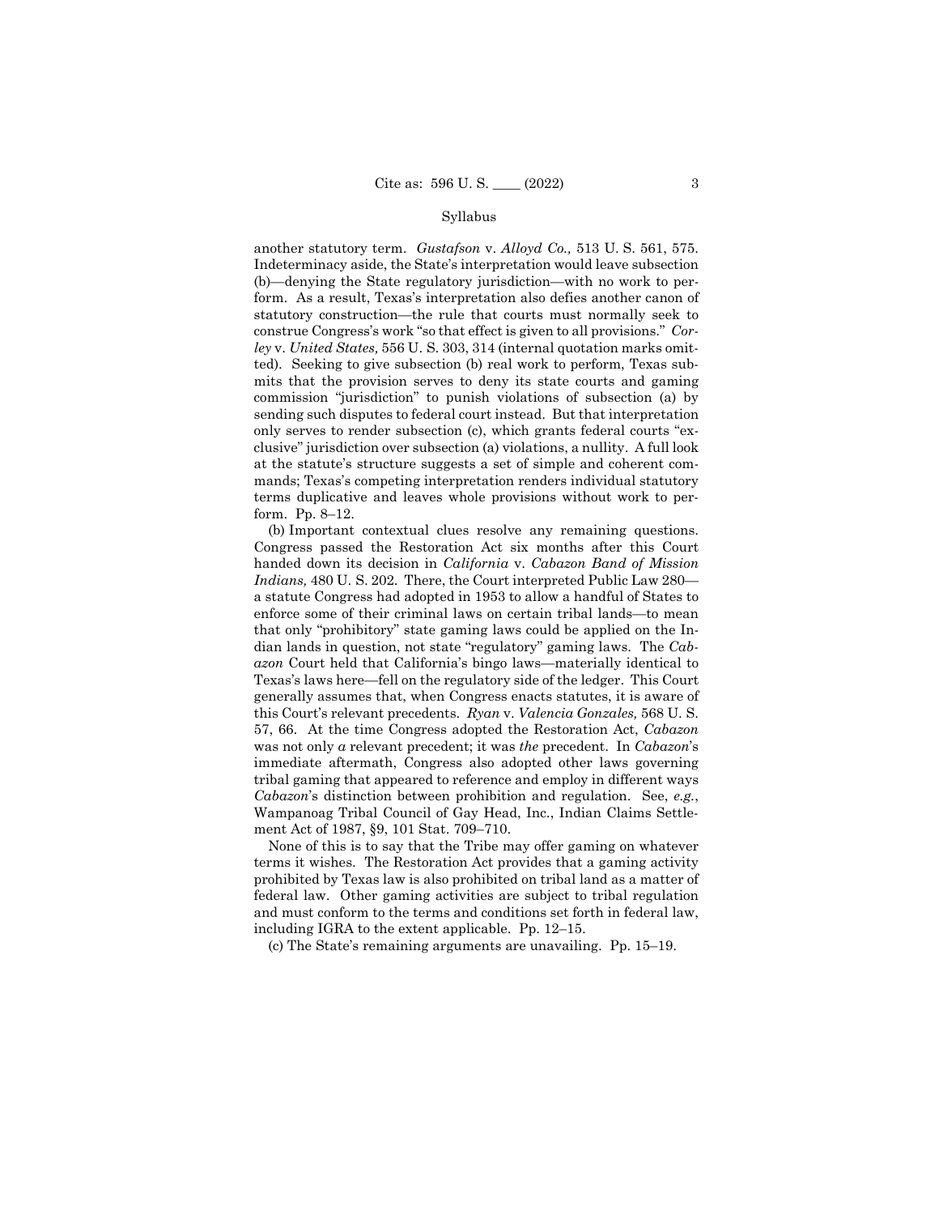another statutory term. *Gustafson* v. *Alloyd Co.,* 513 U. S. 561, 575. Indeterminacy aside, the State's interpretation would leave subsection (b)—denying the State regulatory jurisdiction—with no work to perform. As a result, Texas's interpretation also defies another canon of statutory construction—the rule that courts must normally seek to construe Congress's work "so that effect is given to all provisions." *Corley* v. *United States,* 556 U. S. 303, 314 (internal quotation marks omitted). Seeking to give subsection (b) real work to perform, Texas submits that the provision serves to deny its state courts and gaming commission "jurisdiction" to punish violations of subsection (a) by sending such disputes to federal court instead. But that interpretation only serves to render subsection (c), which grants federal courts "exclusive" jurisdiction over subsection (a) violations, a nullity. A full look at the statute's structure suggests a set of simple and coherent commands; Texas's competing interpretation renders individual statutory terms duplicative and leaves whole provisions without work to perform. Pp. 8–12.

(b) Important contextual clues resolve any remaining questions. Congress passed the Restoration Act six months after this Court handed down its decision in *California* v. *Cabazon Band of Mission Indians,* 480 U. S. 202. There, the Court interpreted Public Law 280—a statute Congress had adopted in 1953 to allow a handful of States to enforce some of their criminal laws on certain tribal lands—to mean that only "prohibitory" state gaming laws could be applied on the Indian lands in question, not state "regulatory" gaming laws. The *Cabazon* Court held that California's bingo laws—materially identical to Texas's laws here—fell on the regulatory side of the ledger. This Court generally assumes that, when Congress enacts statutes, it is aware of this Court's relevant precedents. *Ryan* v. *Valencia Gonzales,* 568 U. S. 57, 66. At the time Congress adopted the Restoration Act, *Cabazon* was not only *a* relevant precedent; it was *the* precedent. In *Cabazon*'s immediate aftermath, Congress also adopted other laws governing tribal gaming that appeared to reference and employ in different ways *Cabazon*'s distinction between prohibition and regulation. See, *e.g.*, Wampanoag Tribal Council of Gay Head, Inc., Indian Claims Settlement Act of 1987, §9, 101 Stat. 709–710.

None of this is to say that the Tribe may offer gaming on whatever terms it wishes. The Restoration Act provides that a gaming activity prohibited by Texas law is also prohibited on tribal land as a matter of federal law. Other gaming activities are subject to tribal regulation and must conform to the terms and conditions set forth in federal law, including IGRA to the extent applicable. Pp. 12–15.

(c) The State's remaining arguments are unavailing. Pp. 15–19.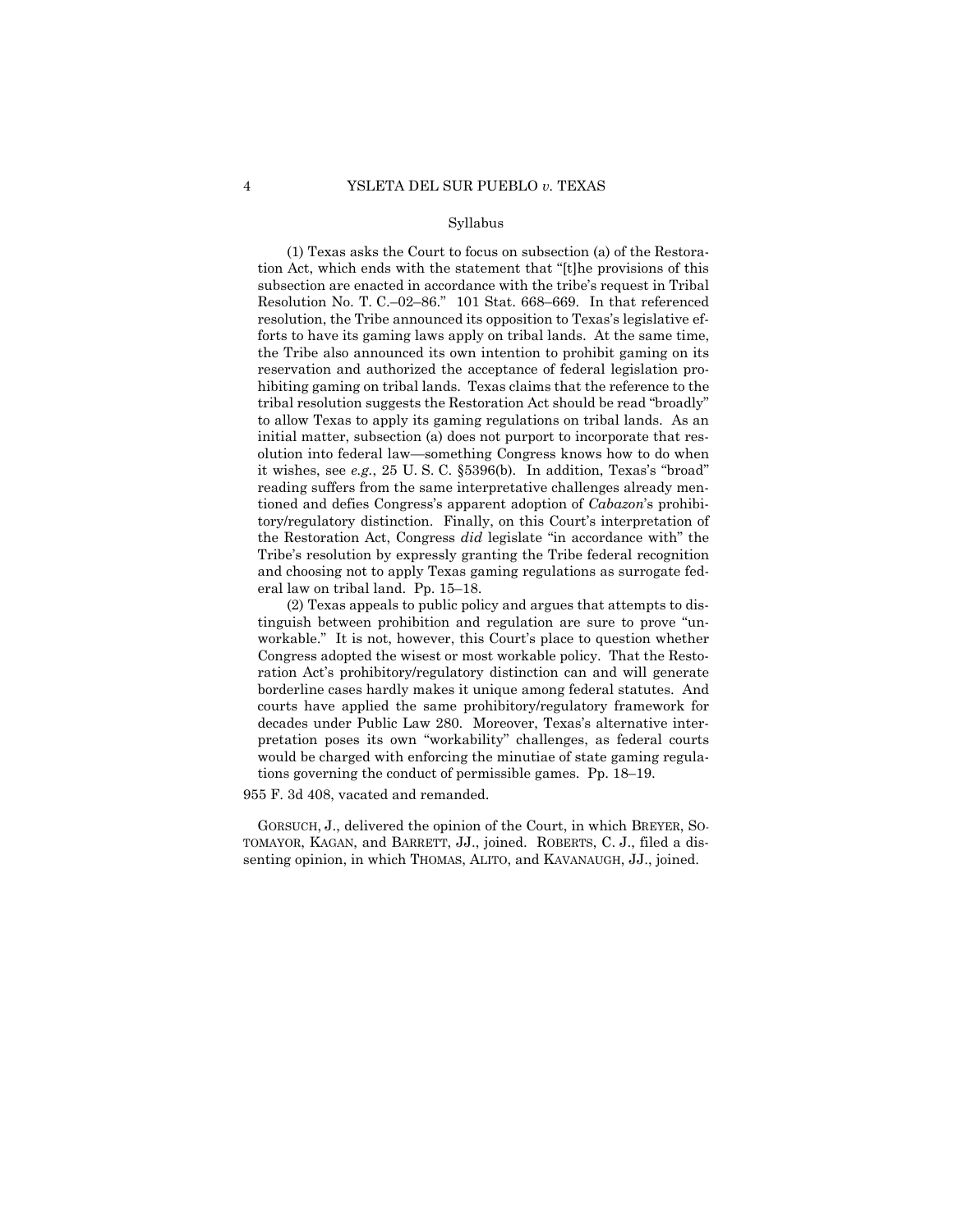Syllabus

(1) Texas asks the Court to focus on subsection (a) of the Restoration Act, which ends with the statement that "[t]he provisions of this subsection are enacted in accordance with the tribe's request in Tribal Resolution No. T. C.–02–86." 101 Stat. 668–669. In that referenced resolution, the Tribe announced its opposition to Texas's legislative efforts to have its gaming laws apply on tribal lands. At the same time, the Tribe also announced its own intention to prohibit gaming on its reservation and authorized the acceptance of federal legislation prohibiting gaming on tribal lands. Texas claims that the reference to the tribal resolution suggests the Restoration Act should be read "broadly" to allow Texas to apply its gaming regulations on tribal lands. As an initial matter, subsection (a) does not purport to incorporate that resolution into federal law—something Congress knows how to do when it wishes, see *e.g.*, 25 U. S. C. §5396(b). In addition, Texas's "broad" reading suffers from the same interpretative challenges already mentioned and defies Congress's apparent adoption of *Cabazon*'s prohibitory/regulatory distinction. Finally, on this Court's interpretation of the Restoration Act, Congress *did* legislate "in accordance with" the Tribe's resolution by expressly granting the Tribe federal recognition and choosing not to apply Texas gaming regulations as surrogate federal law on tribal land. Pp. 15–18.

(2) Texas appeals to public policy and argues that attempts to distinguish between prohibition and regulation are sure to prove "unworkable." It is not, however, this Court's place to question whether Congress adopted the wisest or most workable policy. That the Restoration Act's prohibitory/regulatory distinction can and will generate borderline cases hardly makes it unique among federal statutes. And courts have applied the same prohibitory/regulatory framework for decades under Public Law 280. Moreover, Texas's alternative interpretation poses its own "workability" challenges, as federal courts would be charged with enforcing the minutiae of state gaming regulations governing the conduct of permissible games. Pp. 18–19.

955 F. 3d 408, vacated and remanded.

GORSUCH, J., delivered the opinion of the Court, in which BREYER, SOTOMAYOR, KAGAN, and BARRETT, JJ., joined. ROBERTS, C. J., filed a dissenting opinion, in which THOMAS, ALITO, and KAVANAUGH, JJ., joined.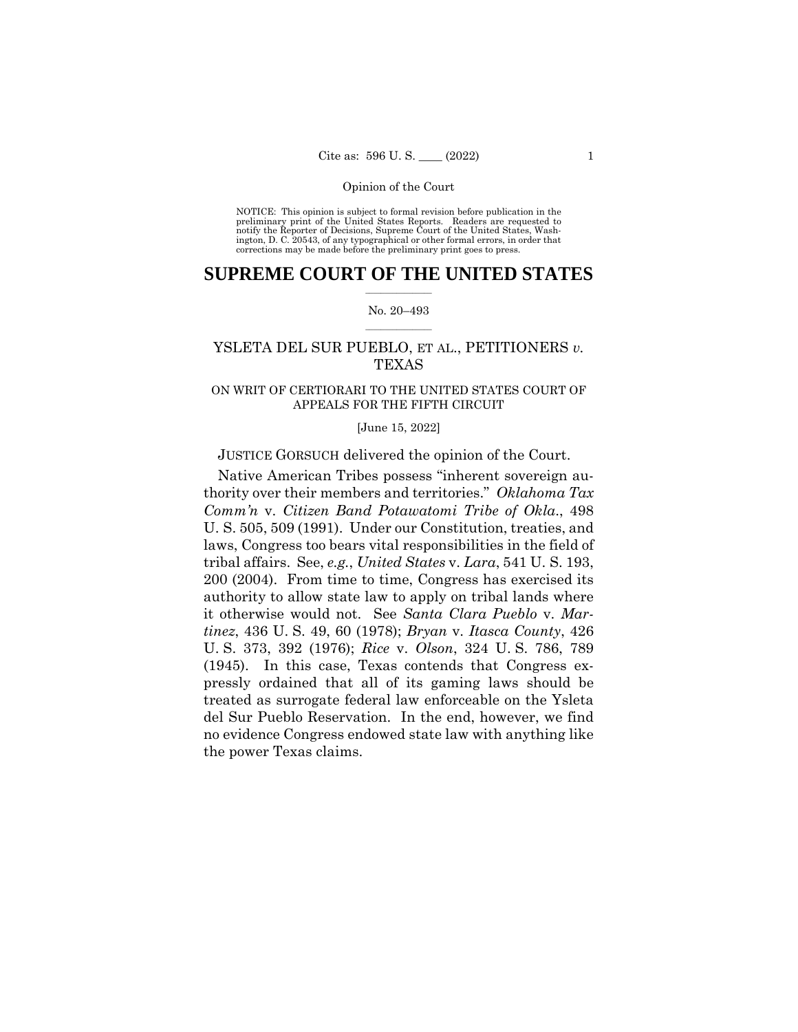NOTICE: This opinion is subject to formal revision before publication in the preliminary print of the United States Reports. Readers are requested to notify the Reporter of Decisions, Supreme Court of the United States, Washington, D. C. 20543, of any typographical or other formal errors, in order that corrections may be made before the preliminary print goes to press.

# SUPREME COURT OF THE UNITED STATES

No. 20–493

## YSLETA DEL SUR PUEBLO, ET AL., PETITIONERS *v.* TEXAS

ON WRIT OF CERTIORARI TO THE UNITED STATES COURT OF APPEALS FOR THE FIFTH CIRCUIT

[June 15, 2022]

JUSTICE GORSUCH delivered the opinion of the Court.

Native American Tribes possess "inherent sovereign authority over their members and territories." *Oklahoma Tax Comm'n* v. *Citizen Band Potawatomi Tribe of Okla.*, 498 U. S. 505, 509 (1991). Under our Constitution, treaties, and laws, Congress too bears vital responsibilities in the field of tribal affairs. See, *e.g.*, *United States* v. *Lara*, 541 U. S. 193, 200 (2004). From time to time, Congress has exercised its authority to allow state law to apply on tribal lands where it otherwise would not. See *Santa Clara Pueblo* v. *Martinez*, 436 U. S. 49, 60 (1978); *Bryan* v. *Itasca County*, 426 U. S. 373, 392 (1976); *Rice* v. *Olson*, 324 U. S. 786, 789 (1945). In this case, Texas contends that Congress expressly ordained that all of its gaming laws should be treated as surrogate federal law enforceable on the Ysleta del Sur Pueblo Reservation. In the end, however, we find no evidence Congress endowed state law with anything like the power Texas claims.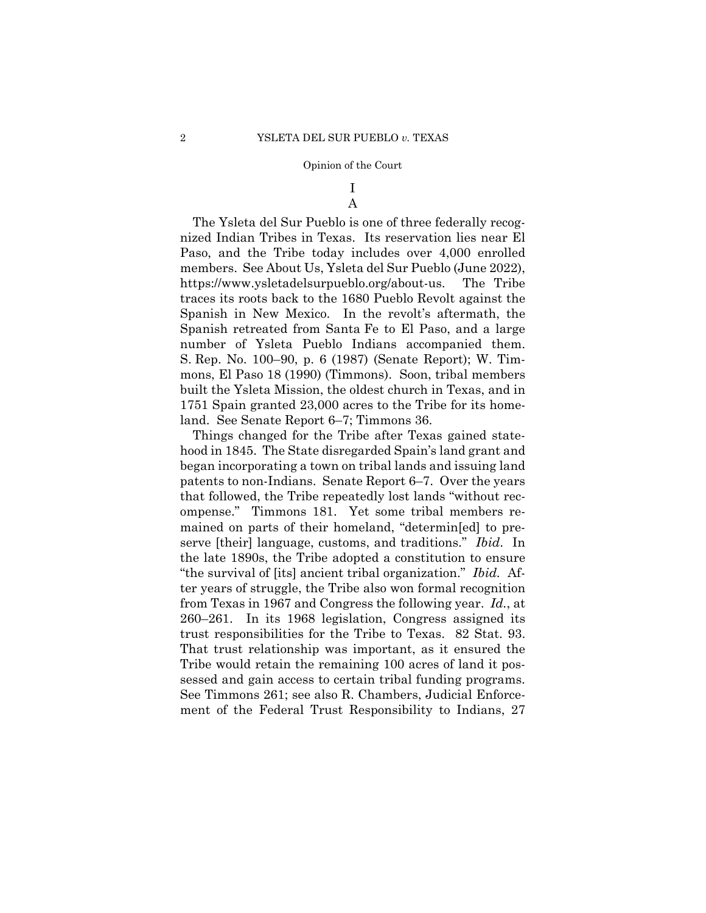# I

## A

The Ysleta del Sur Pueblo is one of three federally recognized Indian Tribes in Texas. Its reservation lies near El Paso, and the Tribe today includes over 4,000 enrolled members. See About Us, Ysleta del Sur Pueblo (June 2022), https://www.ysletadelsurpueblo.org/about-us. The Tribe traces its roots back to the 1680 Pueblo Revolt against the Spanish in New Mexico. In the revolt's aftermath, the Spanish retreated from Santa Fe to El Paso, and a large number of Ysleta Pueblo Indians accompanied them. S. Rep. No. 100–90, p. 6 (1987) (Senate Report); W. Timmons, El Paso 18 (1990) (Timmons). Soon, tribal members built the Ysleta Mission, the oldest church in Texas, and in 1751 Spain granted 23,000 acres to the Tribe for its homeland. See Senate Report 6–7; Timmons 36.

Things changed for the Tribe after Texas gained statehood in 1845. The State disregarded Spain's land grant and began incorporating a town on tribal lands and issuing land patents to non-Indians. Senate Report 6–7. Over the years that followed, the Tribe repeatedly lost lands "without recompense." Timmons 181. Yet some tribal members remained on parts of their homeland, "determin[ed] to preserve [their] language, customs, and traditions." *Ibid*. In the late 1890s, the Tribe adopted a constitution to ensure "the survival of [its] ancient tribal organization." *Ibid.* After years of struggle, the Tribe also won formal recognition from Texas in 1967 and Congress the following year. *Id.*, at 260–261. In its 1968 legislation, Congress assigned its trust responsibilities for the Tribe to Texas. 82 Stat. 93. That trust relationship was important, as it ensured the Tribe would retain the remaining 100 acres of land it possessed and gain access to certain tribal funding programs. See Timmons 261; see also R. Chambers, Judicial Enforcement of the Federal Trust Responsibility to Indians, 27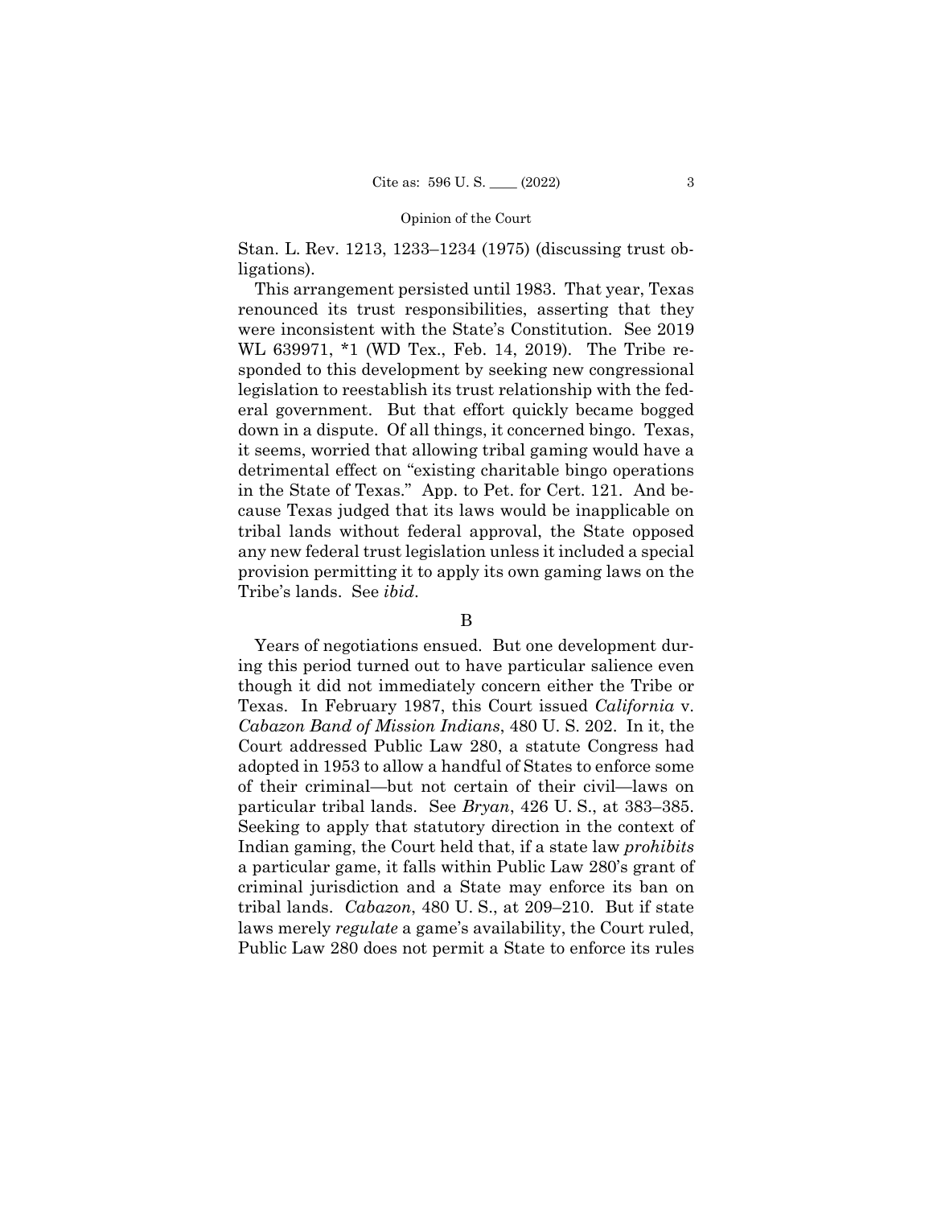Stan. L. Rev. 1213, 1233–1234 (1975) (discussing trust obligations).

This arrangement persisted until 1983. That year, Texas renounced its trust responsibilities, asserting that they were inconsistent with the State's Constitution. See 2019 WL 639971, *1 (WD Tex., Feb. 14, 2019). The Tribe responded to this development by seeking new congressional legislation to reestablish its trust relationship with the federal government. But that effort quickly became bogged down in a dispute. Of all things, it concerned bingo. Texas, it seems, worried that allowing tribal gaming would have a detrimental effect on "existing charitable bingo operations in the State of Texas." App. to Pet. for Cert. 121. And because Texas judged that its laws would be inapplicable on tribal lands without federal approval, the State opposed any new federal trust legislation unless it included a special provision permitting it to apply its own gaming laws on the Tribe's lands. See *ibid*.

B

Years of negotiations ensued. But one development during this period turned out to have particular salience even though it did not immediately concern either the Tribe or Texas. In February 1987, this Court issued *California* v. *Cabazon Band of Mission Indians*, 480 U. S. 202. In it, the Court addressed Public Law 280, a statute Congress had adopted in 1953 to allow a handful of States to enforce some of their criminal—but not certain of their civil—laws on particular tribal lands. See *Bryan*, 426 U. S., at 383–385. Seeking to apply that statutory direction in the context of Indian gaming, the Court held that, if a state law *prohibits* a particular game, it falls within Public Law 280's grant of criminal jurisdiction and a State may enforce its ban on tribal lands. *Cabazon*, 480 U. S., at 209–210. But if state laws merely *regulate* a game's availability, the Court ruled, Public Law 280 does not permit a State to enforce its rules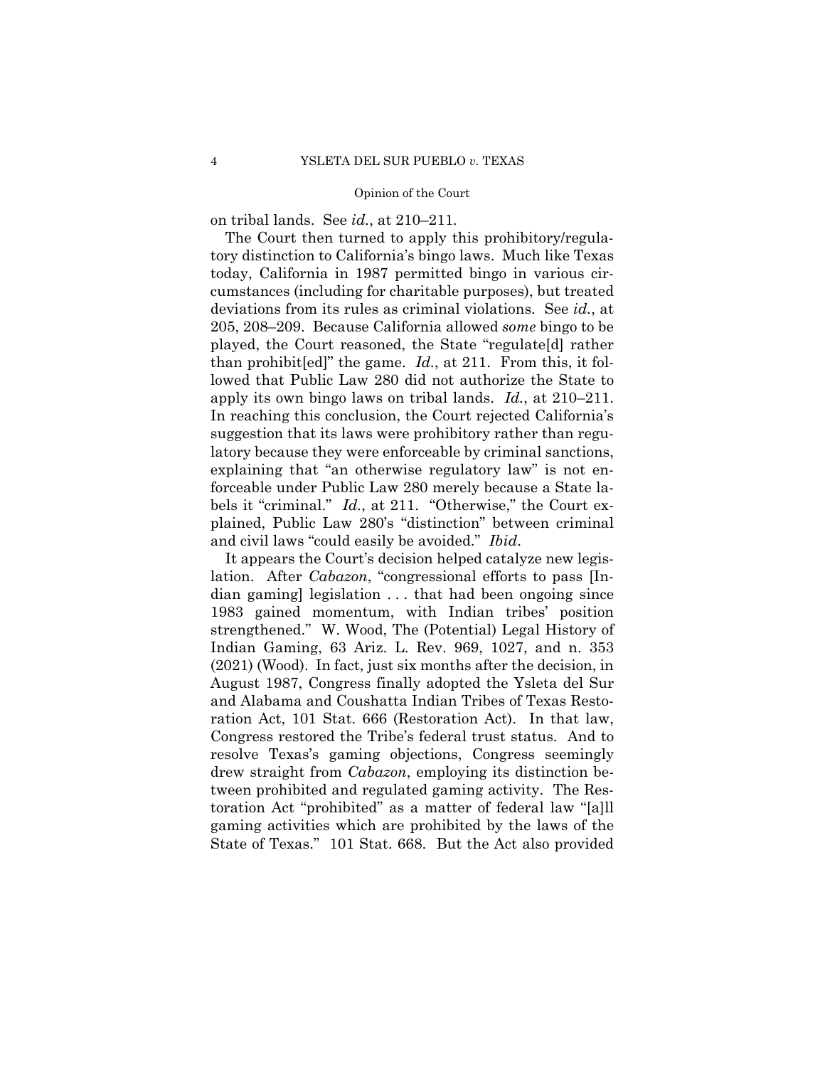on tribal lands. See *id.*, at 210–211.

The Court then turned to apply this prohibitory/regulatory distinction to California's bingo laws. Much like Texas today, California in 1987 permitted bingo in various circumstances (including for charitable purposes), but treated deviations from its rules as criminal violations. See *id.*, at 205, 208–209. Because California allowed *some* bingo to be played, the Court reasoned, the State "regulate[d] rather than prohibit[ed]" the game. *Id.*, at 211. From this, it followed that Public Law 280 did not authorize the State to apply its own bingo laws on tribal lands. *Id.*, at 210–211. In reaching this conclusion, the Court rejected California's suggestion that its laws were prohibitory rather than regulatory because they were enforceable by criminal sanctions, explaining that "an otherwise regulatory law" is not enforceable under Public Law 280 merely because a State labels it "criminal." *Id.*, at 211. "Otherwise," the Court explained, Public Law 280's "distinction" between criminal and civil laws "could easily be avoided." *Ibid.*

It appears the Court's decision helped catalyze new legislation. After *Cabazon*, "congressional efforts to pass [Indian gaming] legislation . . . that had been ongoing since 1983 gained momentum, with Indian tribes' position strengthened." W. Wood, The (Potential) Legal History of Indian Gaming, 63 Ariz. L. Rev. 969, 1027, and n. 353 (2021) (Wood). In fact, just six months after the decision, in August 1987, Congress finally adopted the Ysleta del Sur and Alabama and Coushatta Indian Tribes of Texas Restoration Act, 101 Stat. 666 (Restoration Act). In that law, Congress restored the Tribe's federal trust status. And to resolve Texas's gaming objections, Congress seemingly drew straight from *Cabazon*, employing its distinction between prohibited and regulated gaming activity. The Restoration Act "prohibited" as a matter of federal law "[a]ll gaming activities which are prohibited by the laws of the State of Texas." 101 Stat. 668. But the Act also provided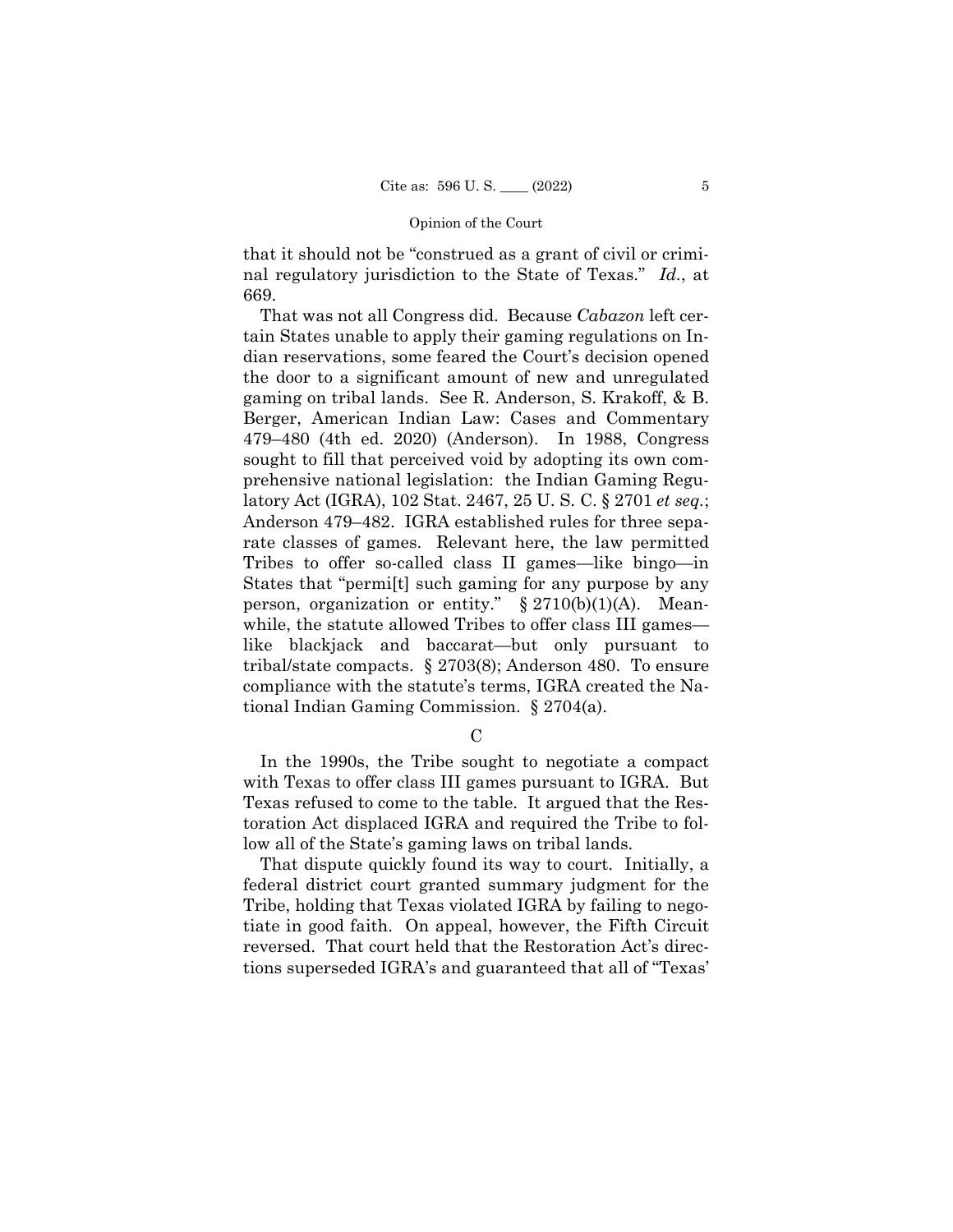that it should not be "construed as a grant of civil or criminal regulatory jurisdiction to the State of Texas." *Id.*, at 669.

That was not all Congress did. Because *Cabazon* left certain States unable to apply their gaming regulations on Indian reservations, some feared the Court's decision opened the door to a significant amount of new and unregulated gaming on tribal lands. See R. Anderson, S. Krakoff, & B. Berger, American Indian Law: Cases and Commentary 479–480 (4th ed. 2020) (Anderson). In 1988, Congress sought to fill that perceived void by adopting its own comprehensive national legislation: the Indian Gaming Regulatory Act (IGRA), 102 Stat. 2467, 25 U. S. C. § 2701 *et seq.*; Anderson 479–482. IGRA established rules for three separate classes of games. Relevant here, the law permitted Tribes to offer so-called class II games—like bingo—in States that "permi[t] such gaming for any purpose by any person, organization or entity." § 2710(b)(1)(A). Meanwhile, the statute allowed Tribes to offer class III games—like blackjack and baccarat—but only pursuant to tribal/state compacts. § 2703(8); Anderson 480. To ensure compliance with the statute's terms, IGRA created the National Indian Gaming Commission. § 2704(a).

### C

In the 1990s, the Tribe sought to negotiate a compact with Texas to offer class III games pursuant to IGRA. But Texas refused to come to the table. It argued that the Restoration Act displaced IGRA and required the Tribe to follow all of the State's gaming laws on tribal lands.

That dispute quickly found its way to court. Initially, a federal district court granted summary judgment for the Tribe, holding that Texas violated IGRA by failing to negotiate in good faith. On appeal, however, the Fifth Circuit reversed. That court held that the Restoration Act's directions superseded IGRA's and guaranteed that all of "Texas'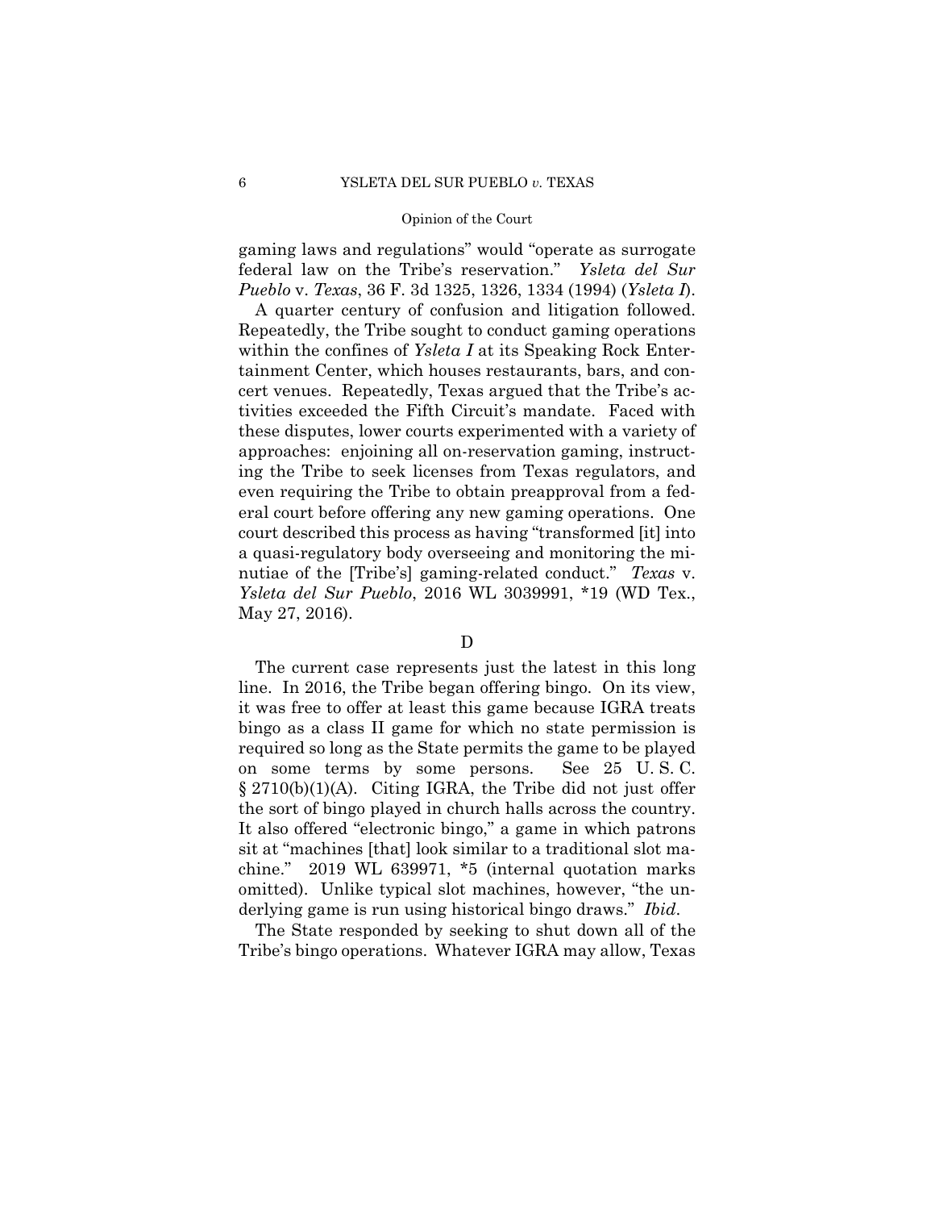gaming laws and regulations" would "operate as surrogate federal law on the Tribe's reservation." *Ysleta del Sur Pueblo* v. *Texas*, 36 F. 3d 1325, 1326, 1334 (1994) (*Ysleta I*).

A quarter century of confusion and litigation followed. Repeatedly, the Tribe sought to conduct gaming operations within the confines of *Ysleta I* at its Speaking Rock Entertainment Center, which houses restaurants, bars, and concert venues. Repeatedly, Texas argued that the Tribe's activities exceeded the Fifth Circuit's mandate. Faced with these disputes, lower courts experimented with a variety of approaches: enjoining all on-reservation gaming, instructing the Tribe to seek licenses from Texas regulators, and even requiring the Tribe to obtain preapproval from a federal court before offering any new gaming operations. One court described this process as having "transformed [it] into a quasi-regulatory body overseeing and monitoring the minutiae of the [Tribe's] gaming-related conduct." *Texas* v. *Ysleta del Sur Pueblo*, 2016 WL 3039991, *19 (WD Tex., May 27, 2016).

D

The current case represents just the latest in this long line. In 2016, the Tribe began offering bingo. On its view, it was free to offer at least this game because IGRA treats bingo as a class II game for which no state permission is required so long as the State permits the game to be played on some terms by some persons. See 25 U. S. C. § 2710(b)(1)(A). Citing IGRA, the Tribe did not just offer the sort of bingo played in church halls across the country. It also offered "electronic bingo," a game in which patrons sit at "machines [that] look similar to a traditional slot machine." 2019 WL 639971, *5 (internal quotation marks omitted). Unlike typical slot machines, however, "the underlying game is run using historical bingo draws." *Ibid*.

The State responded by seeking to shut down all of the Tribe's bingo operations. Whatever IGRA may allow, Texas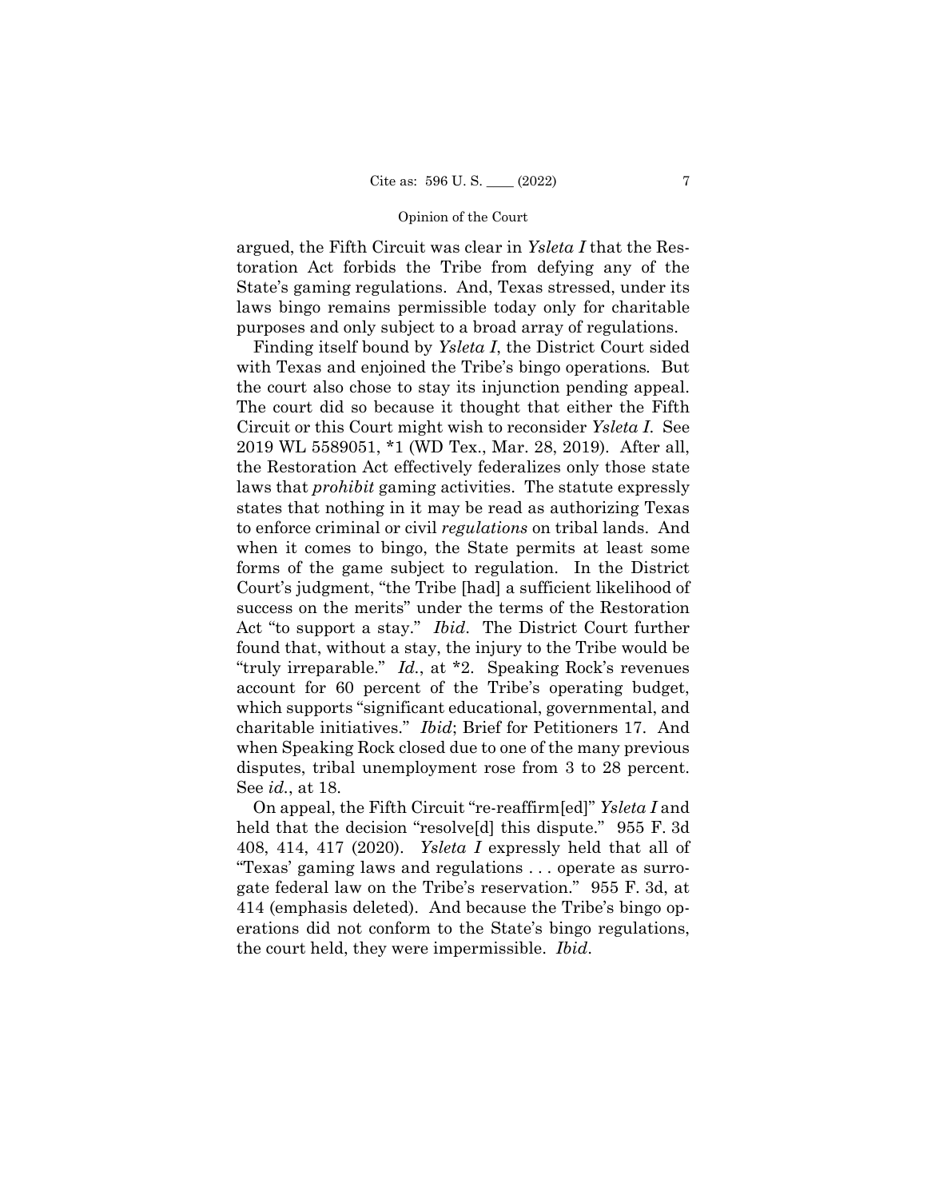argued, the Fifth Circuit was clear in *Ysleta I* that the Restoration Act forbids the Tribe from defying any of the State's gaming regulations. And, Texas stressed, under its laws bingo remains permissible today only for charitable purposes and only subject to a broad array of regulations.

Finding itself bound by *Ysleta I*, the District Court sided with Texas and enjoined the Tribe's bingo operations. But the court also chose to stay its injunction pending appeal. The court did so because it thought that either the Fifth Circuit or this Court might wish to reconsider *Ysleta I*. See 2019 WL 5589051, *1 (WD Tex., Mar. 28, 2019). After all, the Restoration Act effectively federalizes only those state laws that *prohibit* gaming activities. The statute expressly states that nothing in it may be read as authorizing Texas to enforce criminal or civil *regulations* on tribal lands. And when it comes to bingo, the State permits at least some forms of the game subject to regulation. In the District Court's judgment, "the Tribe [had] a sufficient likelihood of success on the merits" under the terms of the Restoration Act "to support a stay." *Ibid*. The District Court further found that, without a stay, the injury to the Tribe would be "truly irreparable." *Id.*, at *2. Speaking Rock's revenues account for 60 percent of the Tribe's operating budget, which supports "significant educational, governmental, and charitable initiatives." *Ibid*; Brief for Petitioners 17. And when Speaking Rock closed due to one of the many previous disputes, tribal unemployment rose from 3 to 28 percent. See *id.*, at 18.

On appeal, the Fifth Circuit "re-reaffirm[ed]" *Ysleta I* and held that the decision "resolve[d] this dispute." 955 F. 3d 408, 414, 417 (2020). *Ysleta I* expressly held that all of "Texas' gaming laws and regulations . . . operate as surrogate federal law on the Tribe's reservation." 955 F. 3d, at 414 (emphasis deleted). And because the Tribe's bingo operations did not conform to the State's bingo regulations, the court held, they were impermissible. *Ibid*.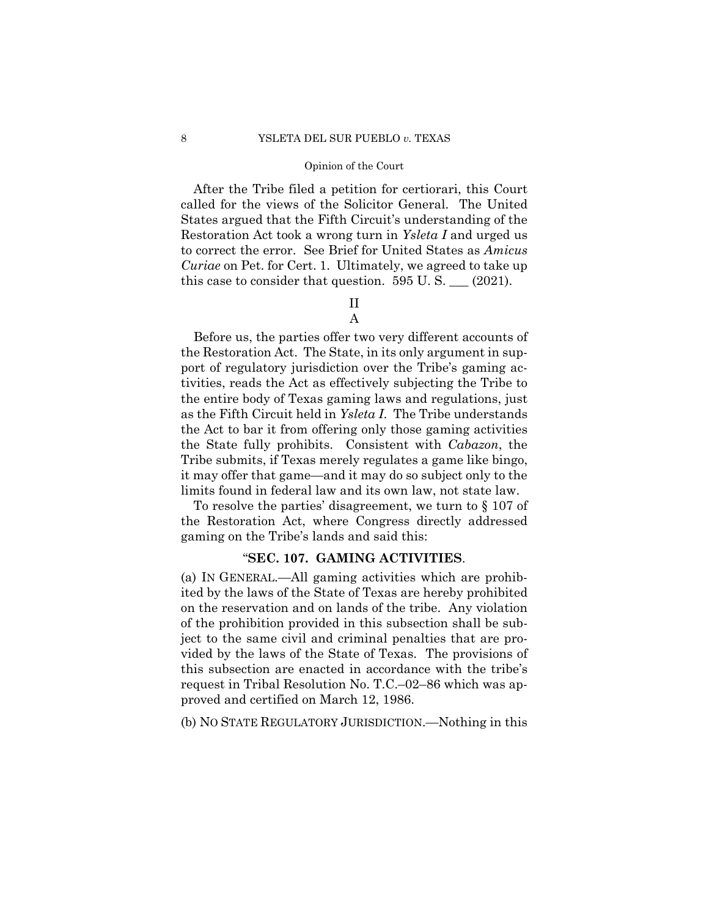After the Tribe filed a petition for certiorari, this Court called for the views of the Solicitor General. The United States argued that the Fifth Circuit's understanding of the Restoration Act took a wrong turn in *Ysleta I* and urged us to correct the error. See Brief for United States as *Amicus Curiae* on Pet. for Cert. 1. Ultimately, we agreed to take up this case to consider that question. 595 U. S. ___ (2021).

## II

### A

Before us, the parties offer two very different accounts of the Restoration Act. The State, in its only argument in support of regulatory jurisdiction over the Tribe's gaming activities, reads the Act as effectively subjecting the Tribe to the entire body of Texas gaming laws and regulations, just as the Fifth Circuit held in *Ysleta I*. The Tribe understands the Act to bar it from offering only those gaming activities the State fully prohibits. Consistent with *Cabazon*, the Tribe submits, if Texas merely regulates a game like bingo, it may offer that game—and it may do so subject only to the limits found in federal law and its own law, not state law.

To resolve the parties' disagreement, we turn to § 107 of the Restoration Act, where Congress directly addressed gaming on the Tribe's lands and said this:

"**SEC. 107. GAMING ACTIVITIES**.

(a) IN GENERAL.—All gaming activities which are prohibited by the laws of the State of Texas are hereby prohibited on the reservation and on lands of the tribe. Any violation of the prohibition provided in this subsection shall be subject to the same civil and criminal penalties that are provided by the laws of the State of Texas. The provisions of this subsection are enacted in accordance with the tribe's request in Tribal Resolution No. T.C.–02–86 which was approved and certified on March 12, 1986.

(b) NO STATE REGULATORY JURISDICTION.—Nothing in this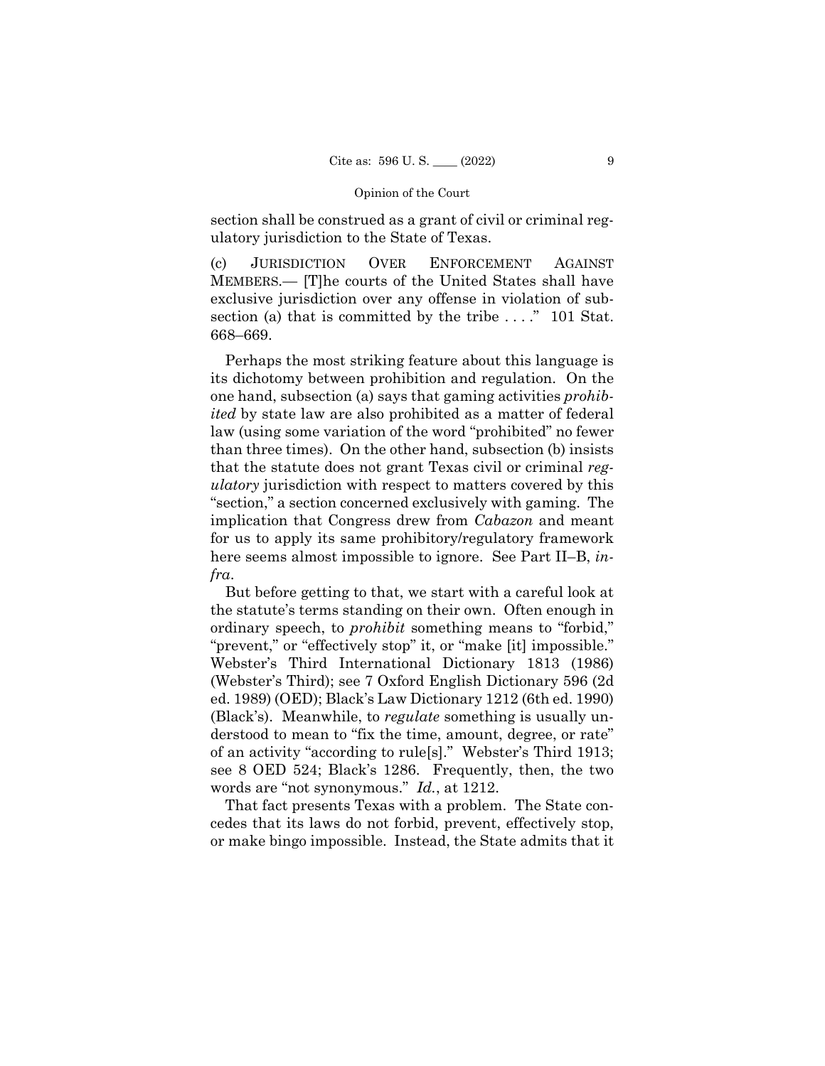section shall be construed as a grant of civil or criminal regulatory jurisdiction to the State of Texas.

(c) JURISDICTION OVER ENFORCEMENT AGAINST MEMBERS.— [T]he courts of the United States shall have exclusive jurisdiction over any offense in violation of subsection (a) that is committed by the tribe . . . ." 101 Stat. 668–669.

Perhaps the most striking feature about this language is its dichotomy between prohibition and regulation. On the one hand, subsection (a) says that gaming activities *prohibited* by state law are also prohibited as a matter of federal law (using some variation of the word "prohibited" no fewer than three times). On the other hand, subsection (b) insists that the statute does not grant Texas civil or criminal *regulatory* jurisdiction with respect to matters covered by this "section," a section concerned exclusively with gaming. The implication that Congress drew from *Cabazon* and meant for us to apply its same prohibitory/regulatory framework here seems almost impossible to ignore. See Part II–B, *infra*.

But before getting to that, we start with a careful look at the statute's terms standing on their own. Often enough in ordinary speech, to *prohibit* something means to "forbid," "prevent," or "effectively stop" it, or "make [it] impossible." Webster's Third International Dictionary 1813 (1986) (Webster's Third); see 7 Oxford English Dictionary 596 (2d ed. 1989) (OED); Black's Law Dictionary 1212 (6th ed. 1990) (Black's). Meanwhile, to *regulate* something is usually understood to mean to "fix the time, amount, degree, or rate" of an activity "according to rule[s]." Webster's Third 1913; see 8 OED 524; Black's 1286. Frequently, then, the two words are "not synonymous." *Id.*, at 1212.

That fact presents Texas with a problem. The State concedes that its laws do not forbid, prevent, effectively stop, or make bingo impossible. Instead, the State admits that it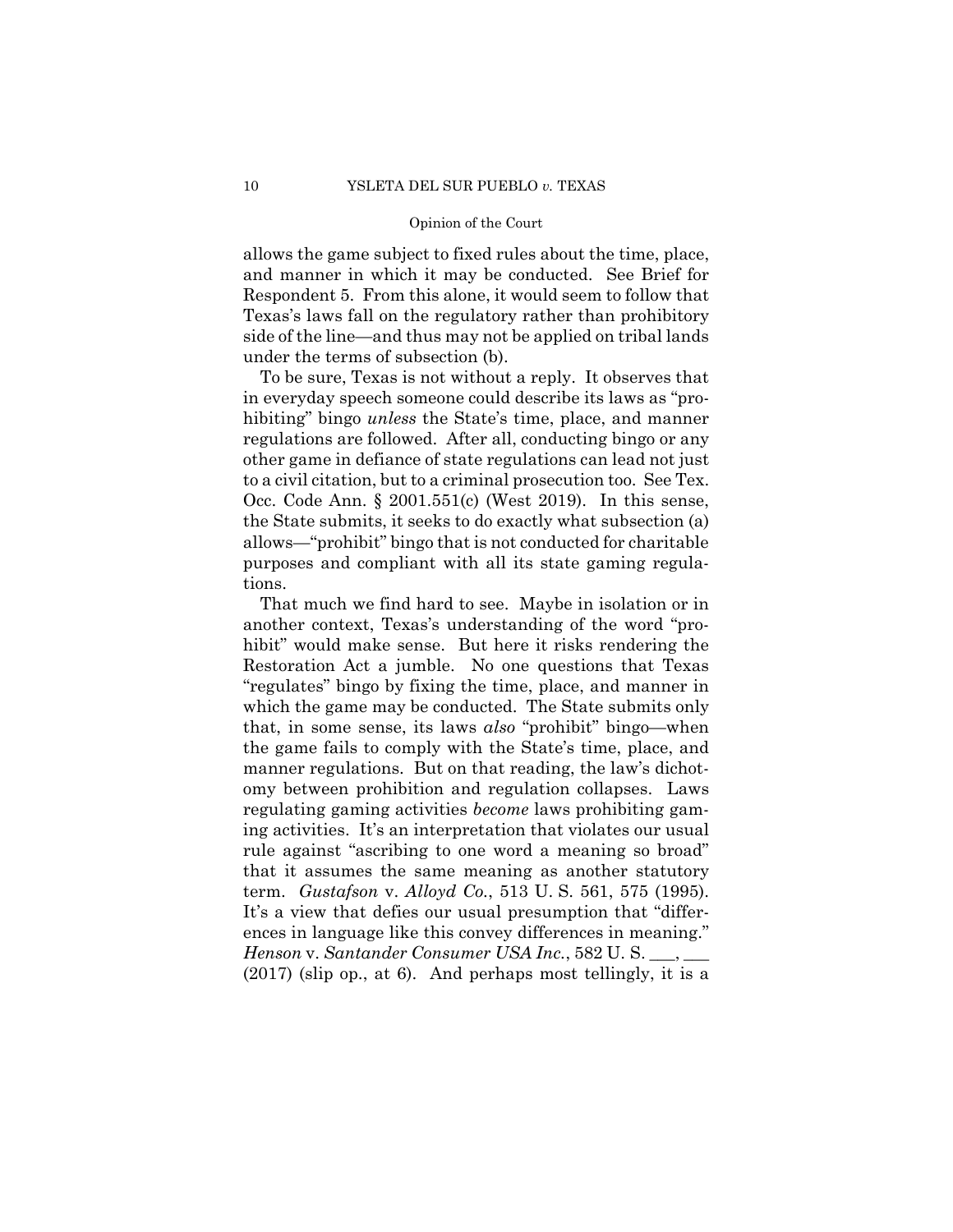allows the game subject to fixed rules about the time, place, and manner in which it may be conducted. See Brief for Respondent 5. From this alone, it would seem to follow that Texas's laws fall on the regulatory rather than prohibitory side of the line—and thus may not be applied on tribal lands under the terms of subsection (b).

To be sure, Texas is not without a reply. It observes that in everyday speech someone could describe its laws as "prohibiting" bingo *unless* the State's time, place, and manner regulations are followed. After all, conducting bingo or any other game in defiance of state regulations can lead not just to a civil citation, but to a criminal prosecution too. See Tex. Occ. Code Ann. § 2001.551(c) (West 2019). In this sense, the State submits, it seeks to do exactly what subsection (a) allows—"prohibit" bingo that is not conducted for charitable purposes and compliant with all its state gaming regulations.

That much we find hard to see. Maybe in isolation or in another context, Texas's understanding of the word "prohibit" would make sense. But here it risks rendering the Restoration Act a jumble. No one questions that Texas "regulates" bingo by fixing the time, place, and manner in which the game may be conducted. The State submits only that, in some sense, its laws *also* "prohibit" bingo—when the game fails to comply with the State's time, place, and manner regulations. But on that reading, the law's dichotomy between prohibition and regulation collapses. Laws regulating gaming activities *become* laws prohibiting gaming activities. It's an interpretation that violates our usual rule against "ascribing to one word a meaning so broad" that it assumes the same meaning as another statutory term. *Gustafson* v. *Alloyd Co.*, 513 U. S. 561, 575 (1995). It's a view that defies our usual presumption that "differences in language like this convey differences in meaning." *Henson* v. *Santander Consumer USA Inc.*, 582 U. S. ___, ___ (2017) (slip op., at 6). And perhaps most tellingly, it is a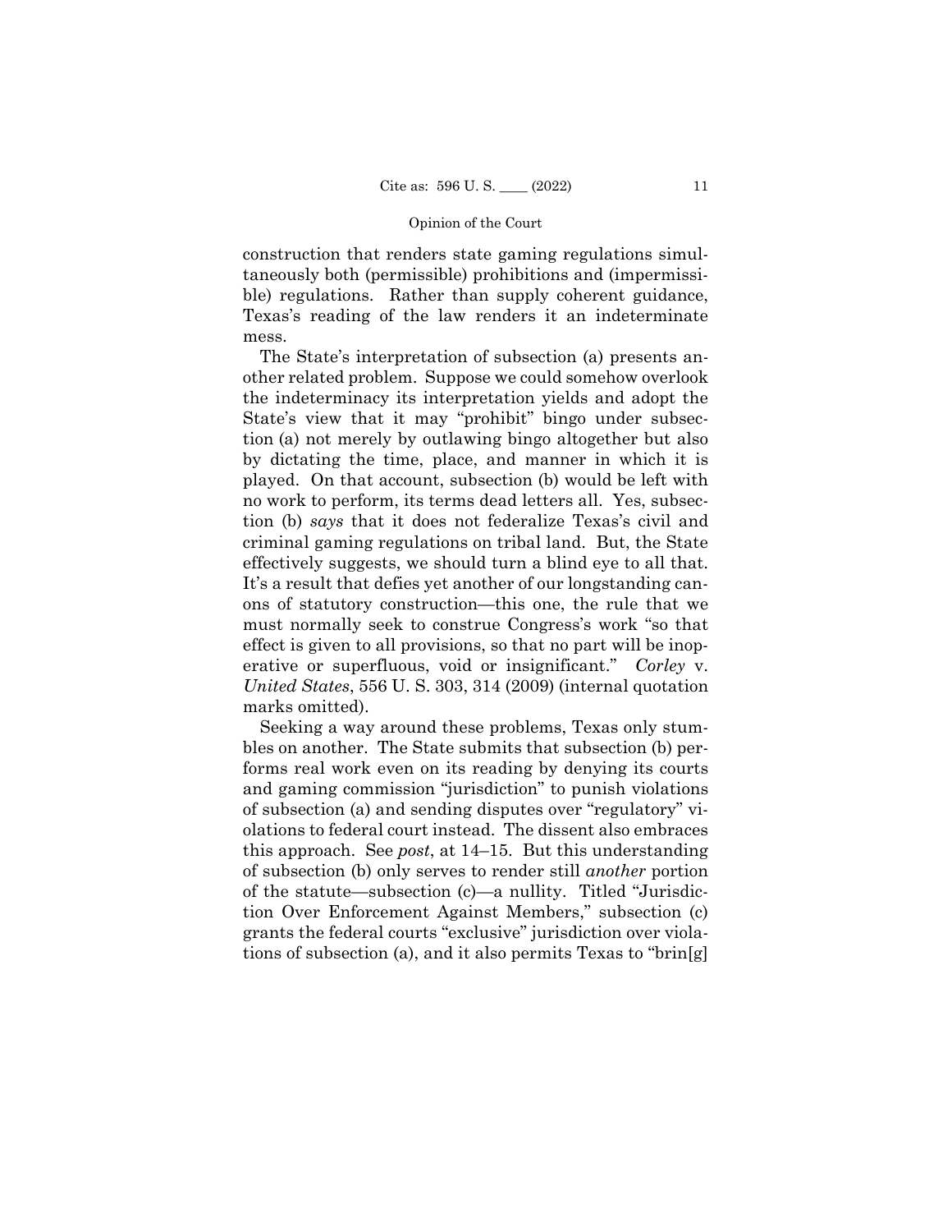construction that renders state gaming regulations simultaneously both (permissible) prohibitions and (impermissible) regulations. Rather than supply coherent guidance, Texas's reading of the law renders it an indeterminate mess.

The State's interpretation of subsection (a) presents another related problem. Suppose we could somehow overlook the indeterminacy its interpretation yields and adopt the State's view that it may "prohibit" bingo under subsection (a) not merely by outlawing bingo altogether but also by dictating the time, place, and manner in which it is played. On that account, subsection (b) would be left with no work to perform, its terms dead letters all. Yes, subsection (b) *says* that it does not federalize Texas's civil and criminal gaming regulations on tribal land. But, the State effectively suggests, we should turn a blind eye to all that. It's a result that defies yet another of our longstanding canons of statutory construction—this one, the rule that we must normally seek to construe Congress's work "so that effect is given to all provisions, so that no part will be inoperative or superfluous, void or insignificant." *Corley* v. *United States*, 556 U. S. 303, 314 (2009) (internal quotation marks omitted).

Seeking a way around these problems, Texas only stumbles on another. The State submits that subsection (b) performs real work even on its reading by denying its courts and gaming commission "jurisdiction" to punish violations of subsection (a) and sending disputes over "regulatory" violations to federal court instead. The dissent also embraces this approach. See *post*, at 14–15. But this understanding of subsection (b) only serves to render still *another* portion of the statute—subsection (c)—a nullity. Titled "Jurisdiction Over Enforcement Against Members," subsection (c) grants the federal courts "exclusive" jurisdiction over violations of subsection (a), and it also permits Texas to "brin[g]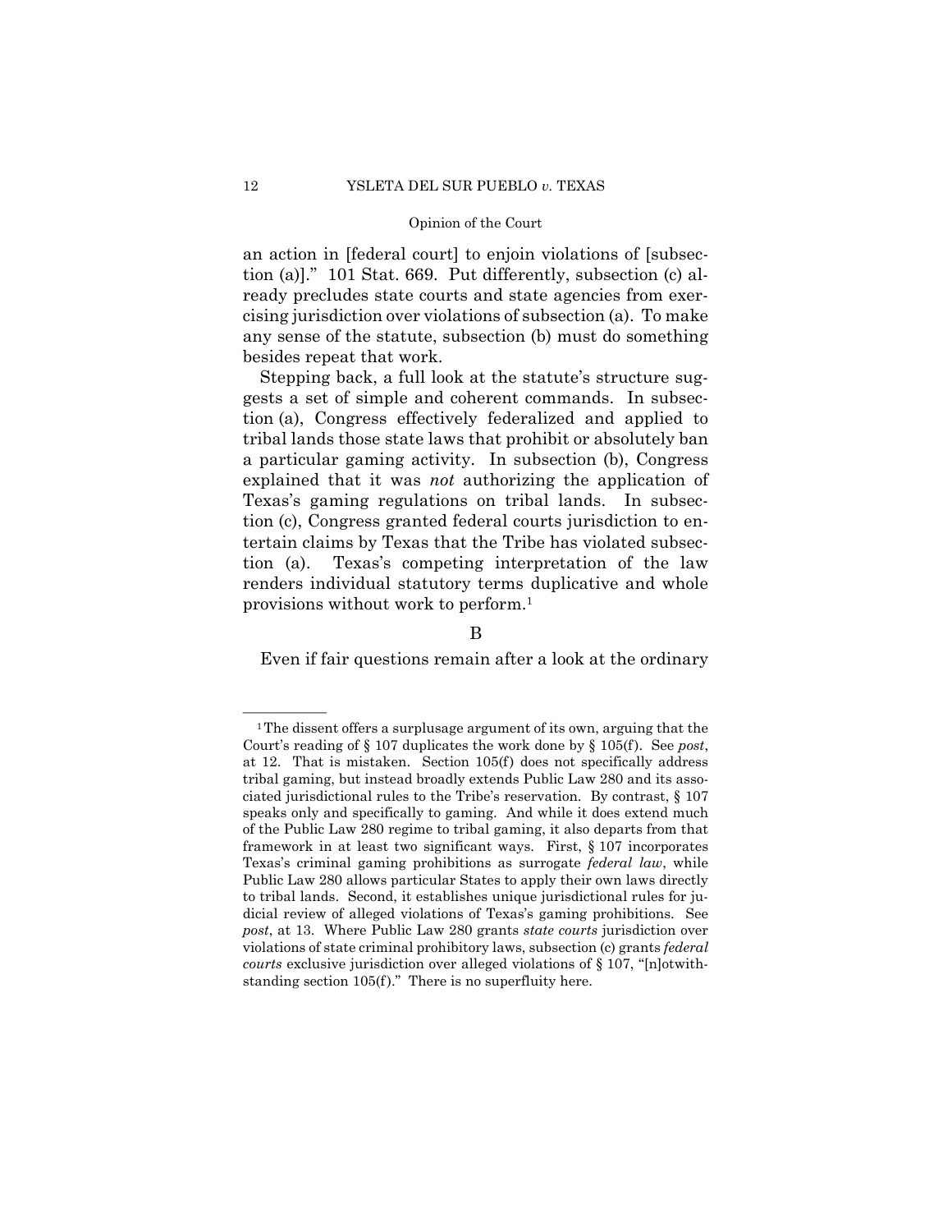an action in [federal court] to enjoin violations of [subsection (a)]." 101 Stat. 669. Put differently, subsection (c) already precludes state courts and state agencies from exercising jurisdiction over violations of subsection (a). To make any sense of the statute, subsection (b) must do something besides repeat that work.

Stepping back, a full look at the statute's structure suggests a set of simple and coherent commands. In subsection (a), Congress effectively federalized and applied to tribal lands those state laws that prohibit or absolutely ban a particular gaming activity. In subsection (b), Congress explained that it was *not* authorizing the application of Texas's gaming regulations on tribal lands. In subsection (c), Congress granted federal courts jurisdiction to entertain claims by Texas that the Tribe has violated subsection (a). Texas's competing interpretation of the law renders individual statutory terms duplicative and whole provisions without work to perform.[1]

B

Even if fair questions remain after a look at the ordinary

---

[1] The dissent offers a surplusage argument of its own, arguing that the Court's reading of § 107 duplicates the work done by § 105(f). See *post*, at 12. That is mistaken. Section 105(f) does not specifically address tribal gaming, but instead broadly extends Public Law 280 and its associated jurisdictional rules to the Tribe's reservation. By contrast, § 107 speaks only and specifically to gaming. And while it does extend much of the Public Law 280 regime to tribal gaming, it also departs from that framework in at least two significant ways. First, § 107 incorporates Texas's criminal gaming prohibitions as surrogate *federal law*, while Public Law 280 allows particular States to apply their own laws directly to tribal lands. Second, it establishes unique jurisdictional rules for judicial review of alleged violations of Texas's gaming prohibitions. See *post*, at 13. Where Public Law 280 grants *state courts* jurisdiction over violations of state criminal prohibitory laws, subsection (c) grants *federal courts* exclusive jurisdiction over alleged violations of § 107, "[n]otwithstanding section 105(f)." There is no superfluity here.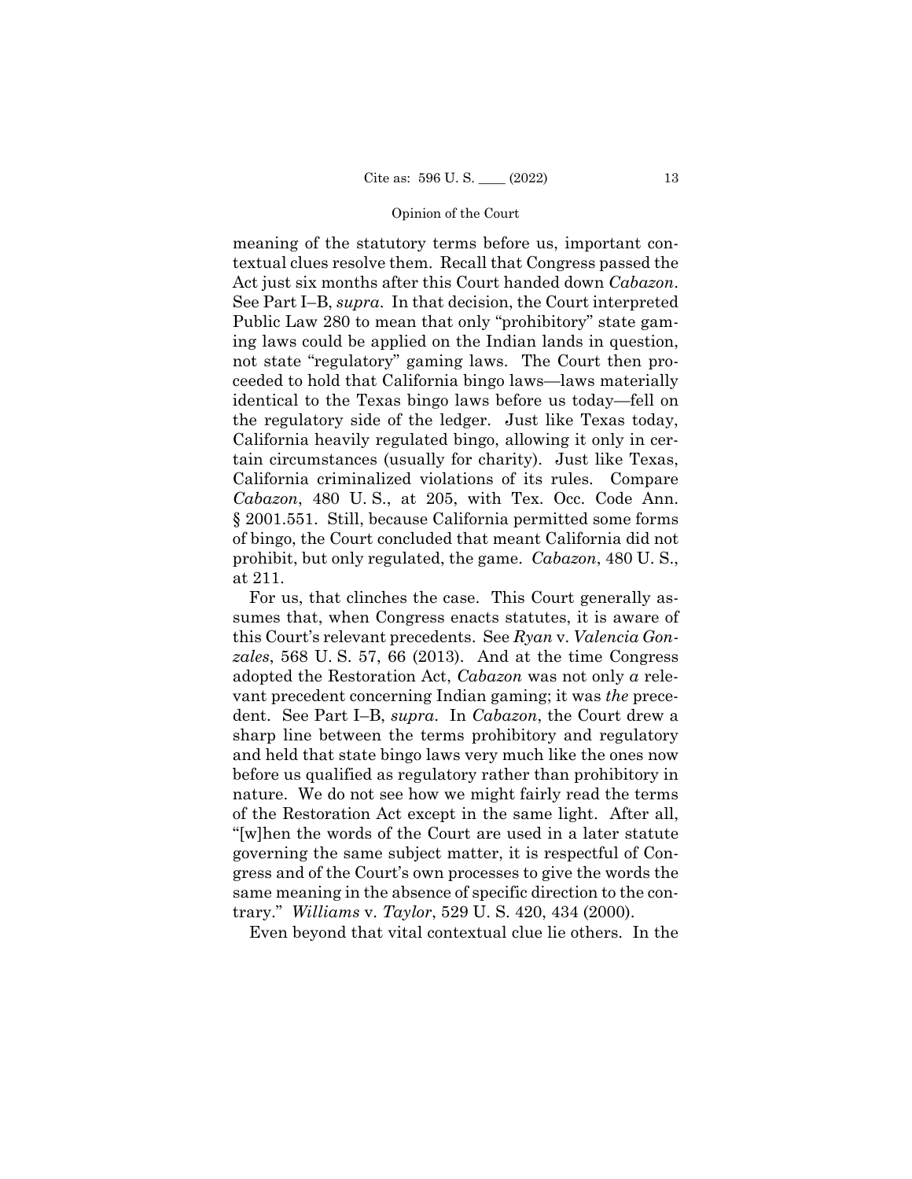meaning of the statutory terms before us, important contextual clues resolve them. Recall that Congress passed the Act just six months after this Court handed down *Cabazon*. See Part I–B, *supra*. In that decision, the Court interpreted Public Law 280 to mean that only "prohibitory" state gaming laws could be applied on the Indian lands in question, not state "regulatory" gaming laws. The Court then proceeded to hold that California bingo laws—laws materially identical to the Texas bingo laws before us today—fell on the regulatory side of the ledger. Just like Texas today, California heavily regulated bingo, allowing it only in certain circumstances (usually for charity). Just like Texas, California criminalized violations of its rules. Compare *Cabazon*, 480 U. S., at 205, with Tex. Occ. Code Ann. § 2001.551. Still, because California permitted some forms of bingo, the Court concluded that meant California did not prohibit, but only regulated, the game. *Cabazon*, 480 U. S., at 211.

For us, that clinches the case. This Court generally assumes that, when Congress enacts statutes, it is aware of this Court's relevant precedents. See *Ryan* v. *Valencia Gonzales*, 568 U. S. 57, 66 (2013). And at the time Congress adopted the Restoration Act, *Cabazon* was not only *a* relevant precedent concerning Indian gaming; it was *the* precedent. See Part I–B, *supra*. In *Cabazon*, the Court drew a sharp line between the terms prohibitory and regulatory and held that state bingo laws very much like the ones now before us qualified as regulatory rather than prohibitory in nature. We do not see how we might fairly read the terms of the Restoration Act except in the same light. After all, "[w]hen the words of the Court are used in a later statute governing the same subject matter, it is respectful of Congress and of the Court's own processes to give the words the same meaning in the absence of specific direction to the contrary." *Williams* v. *Taylor*, 529 U. S. 420, 434 (2000).

Even beyond that vital contextual clue lie others. In the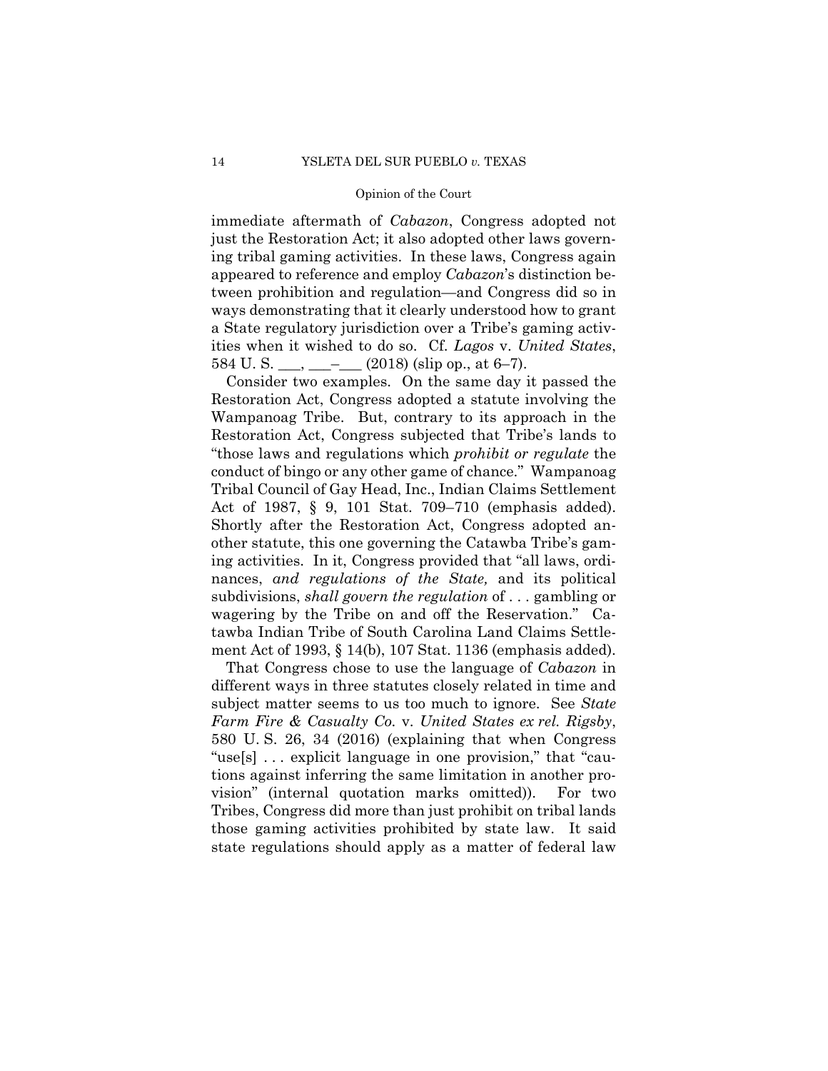immediate aftermath of *Cabazon*, Congress adopted not just the Restoration Act; it also adopted other laws governing tribal gaming activities. In these laws, Congress again appeared to reference and employ *Cabazon*'s distinction between prohibition and regulation—and Congress did so in ways demonstrating that it clearly understood how to grant a State regulatory jurisdiction over a Tribe's gaming activities when it wished to do so. Cf. *Lagos* v. *United States*, 584 U. S. \_\_\_, \_\_\_–\_\_\_ (2018) (slip op., at 6–7).

Consider two examples. On the same day it passed the Restoration Act, Congress adopted a statute involving the Wampanoag Tribe. But, contrary to its approach in the Restoration Act, Congress subjected that Tribe's lands to "those laws and regulations which *prohibit or regulate* the conduct of bingo or any other game of chance." Wampanoag Tribal Council of Gay Head, Inc., Indian Claims Settlement Act of 1987, § 9, 101 Stat. 709–710 (emphasis added). Shortly after the Restoration Act, Congress adopted another statute, this one governing the Catawba Tribe's gaming activities. In it, Congress provided that "all laws, ordinances, *and regulations of the State,* and its political subdivisions, *shall govern the regulation* of . . . gambling or wagering by the Tribe on and off the Reservation." Catawba Indian Tribe of South Carolina Land Claims Settlement Act of 1993, § 14(b), 107 Stat. 1136 (emphasis added).

That Congress chose to use the language of *Cabazon* in different ways in three statutes closely related in time and subject matter seems to us too much to ignore. See *State Farm Fire & Casualty Co.* v. *United States ex rel. Rigsby*, 580 U. S. 26, 34 (2016) (explaining that when Congress "use[s] . . . explicit language in one provision," that "cautions against inferring the same limitation in another provision" (internal quotation marks omitted)). For two Tribes, Congress did more than just prohibit on tribal lands those gaming activities prohibited by state law. It said state regulations should apply as a matter of federal law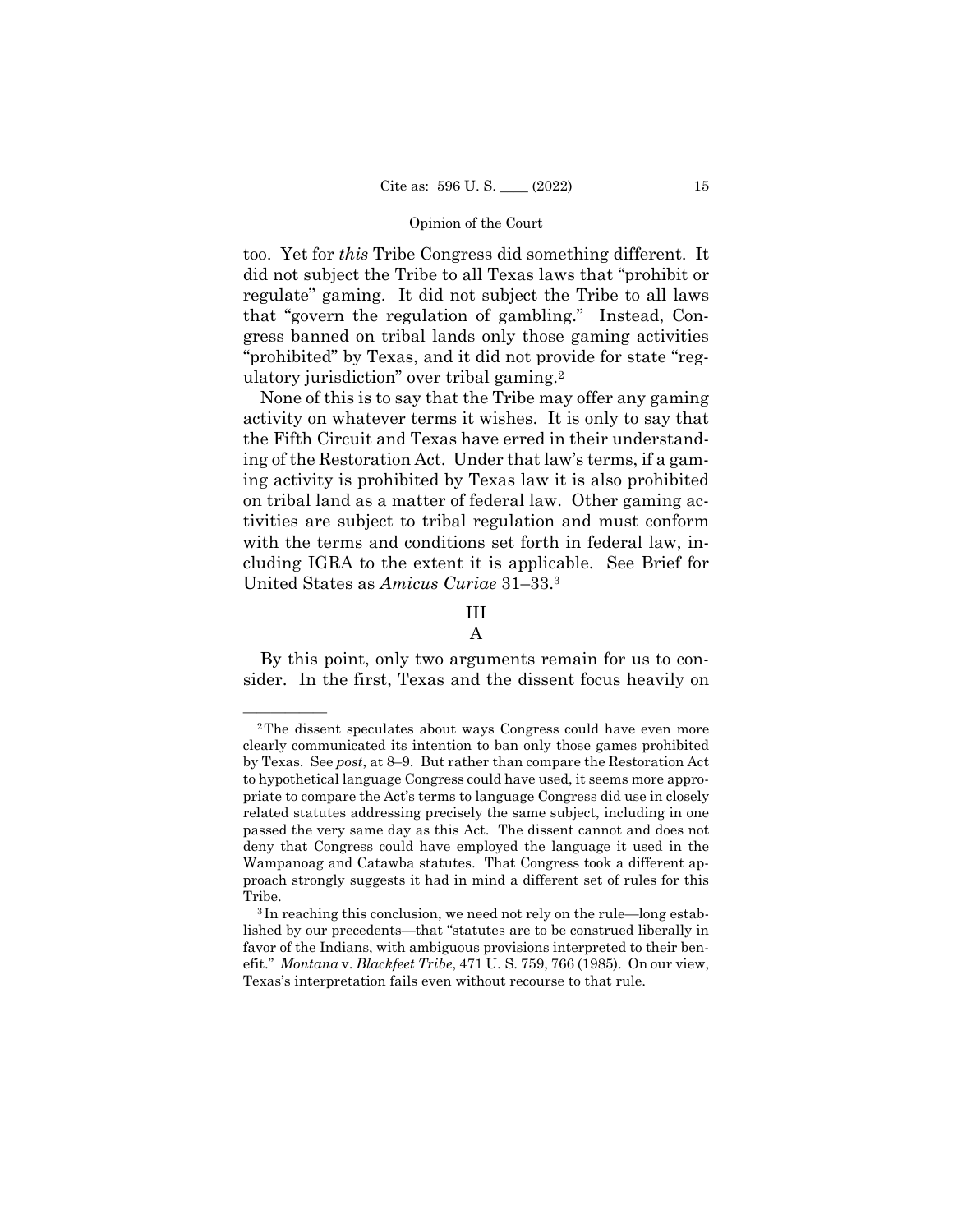too. Yet for *this* Tribe Congress did something different. It did not subject the Tribe to all Texas laws that "prohibit or regulate" gaming. It did not subject the Tribe to all laws that "govern the regulation of gambling." Instead, Congress banned on tribal lands only those gaming activities "prohibited" by Texas, and it did not provide for state "regulatory jurisdiction" over tribal gaming.[2]

None of this is to say that the Tribe may offer any gaming activity on whatever terms it wishes. It is only to say that the Fifth Circuit and Texas have erred in their understanding of the Restoration Act. Under that law's terms, if a gaming activity is prohibited by Texas law it is also prohibited on tribal land as a matter of federal law. Other gaming activities are subject to tribal regulation and must conform with the terms and conditions set forth in federal law, including IGRA to the extent it is applicable. See Brief for United States as *Amicus Curiae* 31–33.[3]

## III

### A

By this point, only two arguments remain for us to consider. In the first, Texas and the dissent focus heavily on

---

[2] The dissent speculates about ways Congress could have even more clearly communicated its intention to ban only those games prohibited by Texas. See *post*, at 8–9. But rather than compare the Restoration Act to hypothetical language Congress could have used, it seems more appropriate to compare the Act's terms to language Congress did use in closely related statutes addressing precisely the same subject, including in one passed the very same day as this Act. The dissent cannot and does not deny that Congress could have employed the language it used in the Wampanoag and Catawba statutes. That Congress took a different approach strongly suggests it had in mind a different set of rules for this Tribe.

[3] In reaching this conclusion, we need not rely on the rule—long established by our precedents—that "statutes are to be construed liberally in favor of the Indians, with ambiguous provisions interpreted to their benefit." *Montana* v. *Blackfeet Tribe*, 471 U. S. 759, 766 (1985). On our view, Texas's interpretation fails even without recourse to that rule.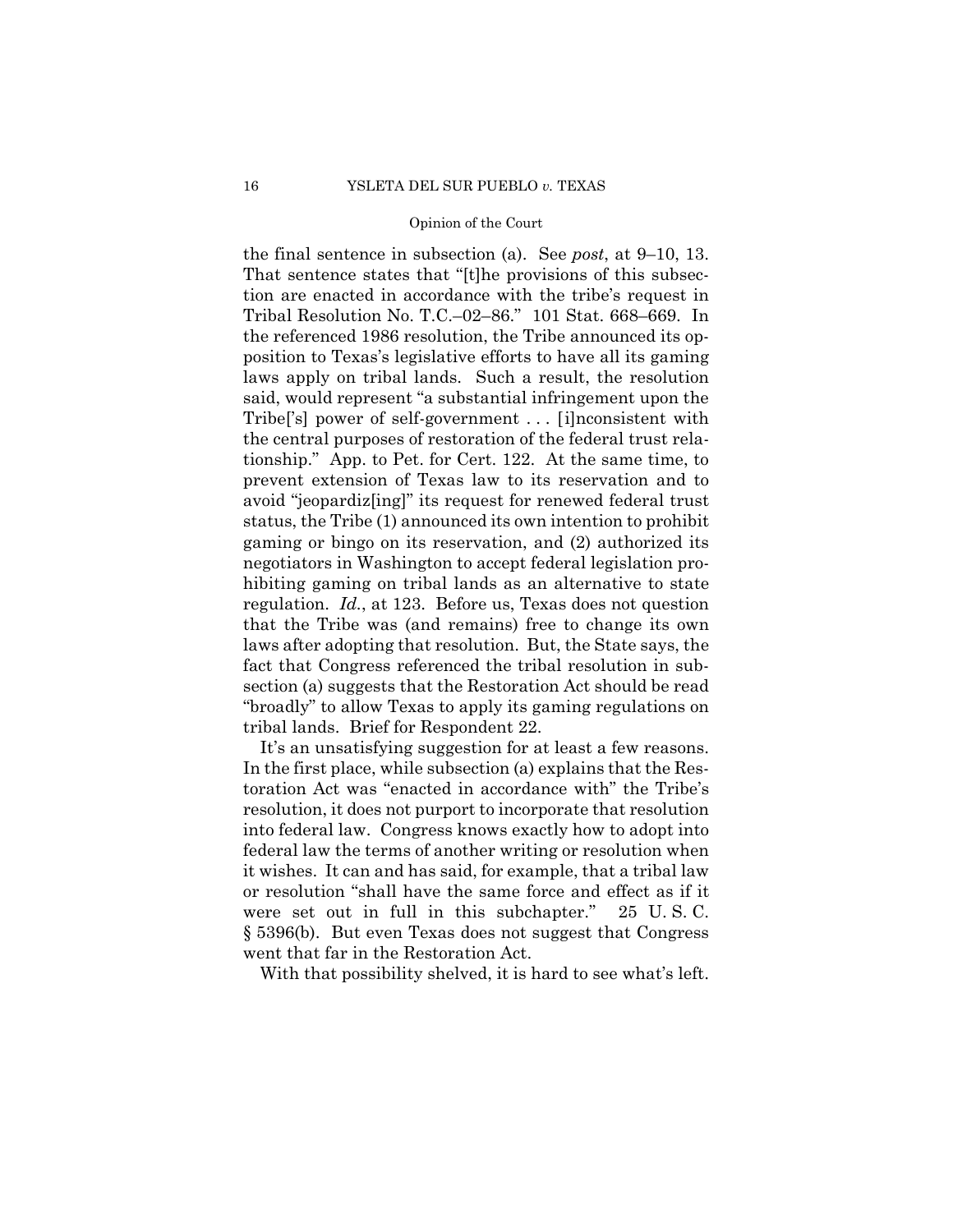the final sentence in subsection (a). See *post*, at 9–10, 13. That sentence states that "[t]he provisions of this subsection are enacted in accordance with the tribe's request in Tribal Resolution No. T.C.–02–86." 101 Stat. 668–669. In the referenced 1986 resolution, the Tribe announced its opposition to Texas's legislative efforts to have all its gaming laws apply on tribal lands. Such a result, the resolution said, would represent "a substantial infringement upon the Tribe['s] power of self-government . . . [i]nconsistent with the central purposes of restoration of the federal trust relationship." App. to Pet. for Cert. 122. At the same time, to prevent extension of Texas law to its reservation and to avoid "jeopardiz[ing]" its request for renewed federal trust status, the Tribe (1) announced its own intention to prohibit gaming or bingo on its reservation, and (2) authorized its negotiators in Washington to accept federal legislation prohibiting gaming on tribal lands as an alternative to state regulation. *Id.*, at 123. Before us, Texas does not question that the Tribe was (and remains) free to change its own laws after adopting that resolution. But, the State says, the fact that Congress referenced the tribal resolution in subsection (a) suggests that the Restoration Act should be read "broadly" to allow Texas to apply its gaming regulations on tribal lands. Brief for Respondent 22.

It's an unsatisfying suggestion for at least a few reasons. In the first place, while subsection (a) explains that the Restoration Act was "enacted in accordance with" the Tribe's resolution, it does not purport to incorporate that resolution into federal law. Congress knows exactly how to adopt into federal law the terms of another writing or resolution when it wishes. It can and has said, for example, that a tribal law or resolution "shall have the same force and effect as if it were set out in full in this subchapter." 25 U. S. C. § 5396(b). But even Texas does not suggest that Congress went that far in the Restoration Act.

With that possibility shelved, it is hard to see what's left.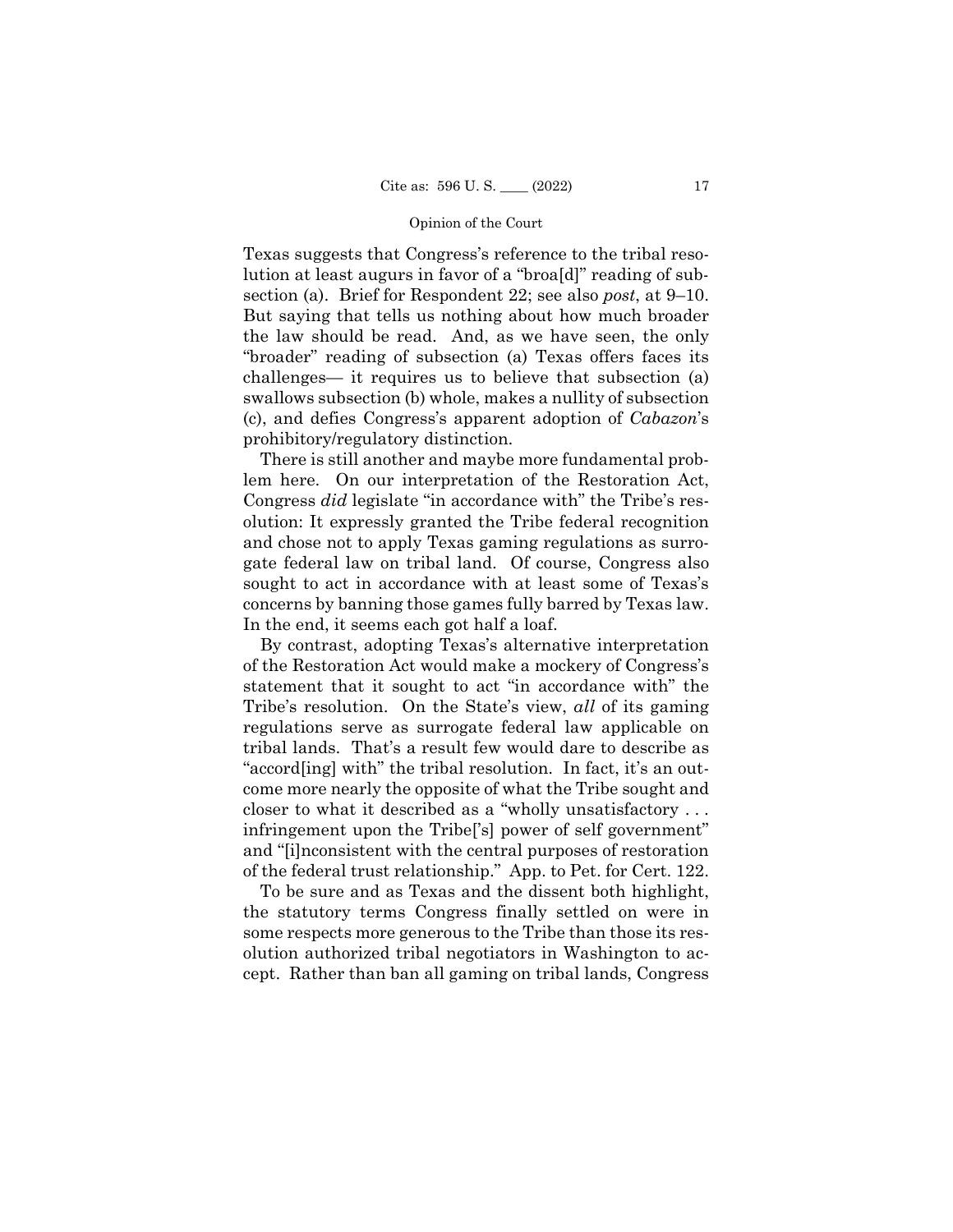Texas suggests that Congress's reference to the tribal resolution at least augurs in favor of a "broa[d]" reading of subsection (a). Brief for Respondent 22; see also *post*, at 9–10. But saying that tells us nothing about how much broader the law should be read. And, as we have seen, the only "broader" reading of subsection (a) Texas offers faces its challenges— it requires us to believe that subsection (a) swallows subsection (b) whole, makes a nullity of subsection (c), and defies Congress's apparent adoption of *Cabazon*'s prohibitory/regulatory distinction.

There is still another and maybe more fundamental problem here. On our interpretation of the Restoration Act, Congress *did* legislate "in accordance with" the Tribe's resolution: It expressly granted the Tribe federal recognition and chose not to apply Texas gaming regulations as surrogate federal law on tribal land. Of course, Congress also sought to act in accordance with at least some of Texas's concerns by banning those games fully barred by Texas law. In the end, it seems each got half a loaf.

By contrast, adopting Texas's alternative interpretation of the Restoration Act would make a mockery of Congress's statement that it sought to act "in accordance with" the Tribe's resolution. On the State's view, *all* of its gaming regulations serve as surrogate federal law applicable on tribal lands. That's a result few would dare to describe as "accord[ing] with" the tribal resolution. In fact, it's an outcome more nearly the opposite of what the Tribe sought and closer to what it described as a "wholly unsatisfactory . . . infringement upon the Tribe['s] power of self government" and "[i]nconsistent with the central purposes of restoration of the federal trust relationship." App. to Pet. for Cert. 122.

To be sure and as Texas and the dissent both highlight, the statutory terms Congress finally settled on were in some respects more generous to the Tribe than those its resolution authorized tribal negotiators in Washington to accept. Rather than ban all gaming on tribal lands, Congress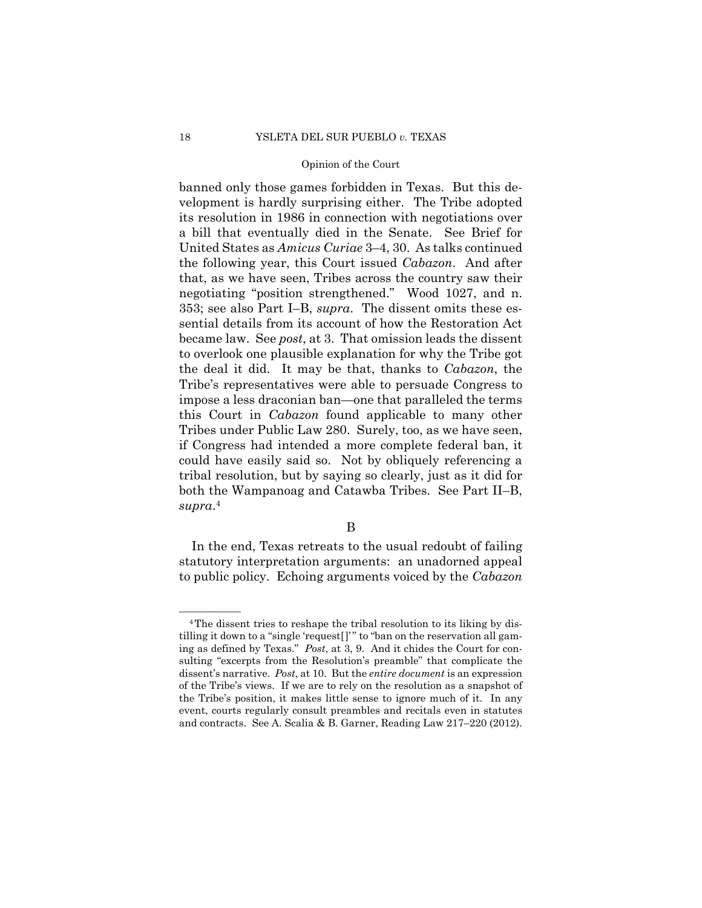banned only those games forbidden in Texas. But this development is hardly surprising either. The Tribe adopted its resolution in 1986 in connection with negotiations over a bill that eventually died in the Senate. See Brief for United States as *Amicus Curiae* 3–4, 30. As talks continued the following year, this Court issued *Cabazon*. And after that, as we have seen, Tribes across the country saw their negotiating "position strengthened." Wood 1027, and n. 353; see also Part I–B, *supra*. The dissent omits these essential details from its account of how the Restoration Act became law. See *post*, at 3. That omission leads the dissent to overlook one plausible explanation for why the Tribe got the deal it did. It may be that, thanks to *Cabazon*, the Tribe's representatives were able to persuade Congress to impose a less draconian ban—one that paralleled the terms this Court in *Cabazon* found applicable to many other Tribes under Public Law 280. Surely, too, as we have seen, if Congress had intended a more complete federal ban, it could have easily said so. Not by obliquely referencing a tribal resolution, but by saying so clearly, just as it did for both the Wampanoag and Catawba Tribes. See Part II–B, *supra*.[4]

B

In the end, Texas retreats to the usual redoubt of failing statutory interpretation arguments: an unadorned appeal to public policy. Echoing arguments voiced by the *Cabazon*

---

[4] The dissent tries to reshape the tribal resolution to its liking by distilling it down to a "single 'request[]'" to "ban on the reservation all gaming as defined by Texas." *Post*, at 3, 9. And it chides the Court for consulting "excerpts from the Resolution's preamble" that complicate the dissent's narrative. *Post*, at 10. But the *entire document* is an expression of the Tribe's views. If we are to rely on the resolution as a snapshot of the Tribe's position, it makes little sense to ignore much of it. In any event, courts regularly consult preambles and recitals even in statutes and contracts. See A. Scalia & B. Garner, Reading Law 217–220 (2012).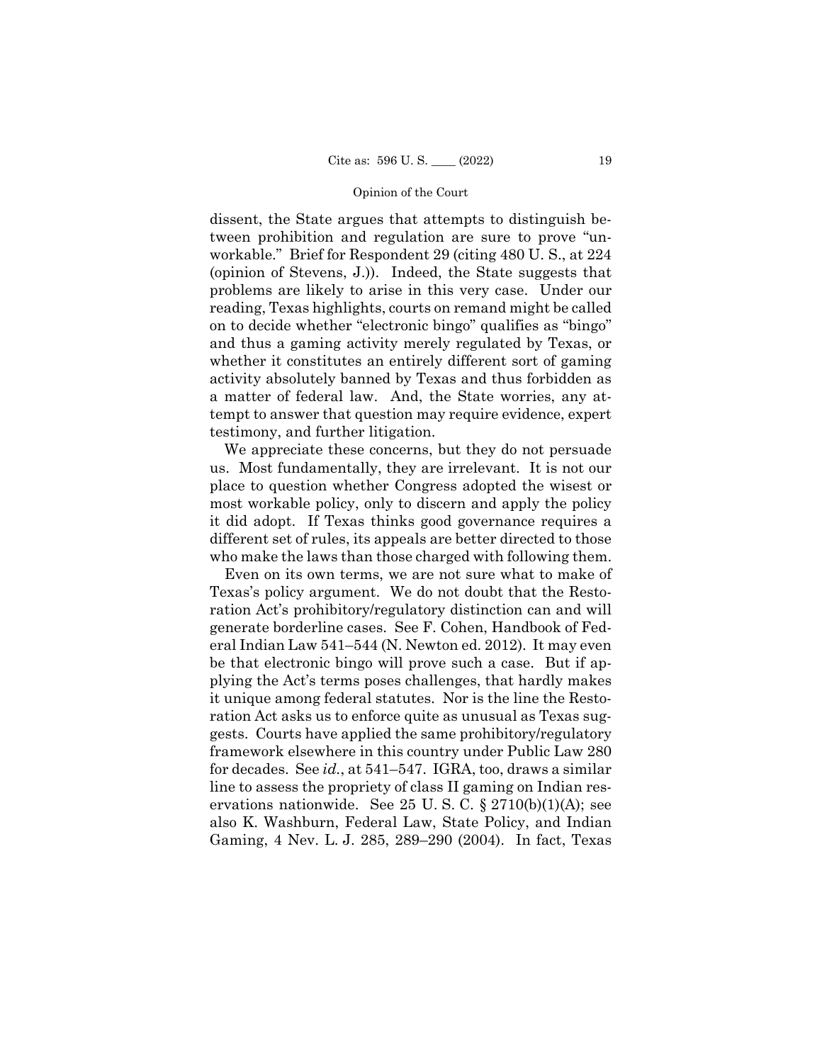dissent, the State argues that attempts to distinguish between prohibition and regulation are sure to prove "unworkable." Brief for Respondent 29 (citing 480 U. S., at 224 (opinion of Stevens, J.)). Indeed, the State suggests that problems are likely to arise in this very case. Under our reading, Texas highlights, courts on remand might be called on to decide whether "electronic bingo" qualifies as "bingo" and thus a gaming activity merely regulated by Texas, or whether it constitutes an entirely different sort of gaming activity absolutely banned by Texas and thus forbidden as a matter of federal law. And, the State worries, any attempt to answer that question may require evidence, expert testimony, and further litigation.

We appreciate these concerns, but they do not persuade us. Most fundamentally, they are irrelevant. It is not our place to question whether Congress adopted the wisest or most workable policy, only to discern and apply the policy it did adopt. If Texas thinks good governance requires a different set of rules, its appeals are better directed to those who make the laws than those charged with following them.

Even on its own terms, we are not sure what to make of Texas's policy argument. We do not doubt that the Restoration Act's prohibitory/regulatory distinction can and will generate borderline cases. See F. Cohen, Handbook of Federal Indian Law 541–544 (N. Newton ed. 2012). It may even be that electronic bingo will prove such a case. But if applying the Act's terms poses challenges, that hardly makes it unique among federal statutes. Nor is the line the Restoration Act asks us to enforce quite as unusual as Texas suggests. Courts have applied the same prohibitory/regulatory framework elsewhere in this country under Public Law 280 for decades. See *id.*, at 541–547. IGRA, too, draws a similar line to assess the propriety of class II gaming on Indian reservations nationwide. See 25 U. S. C. § 2710(b)(1)(A); see also K. Washburn, Federal Law, State Policy, and Indian Gaming, 4 Nev. L. J. 285, 289–290 (2004). In fact, Texas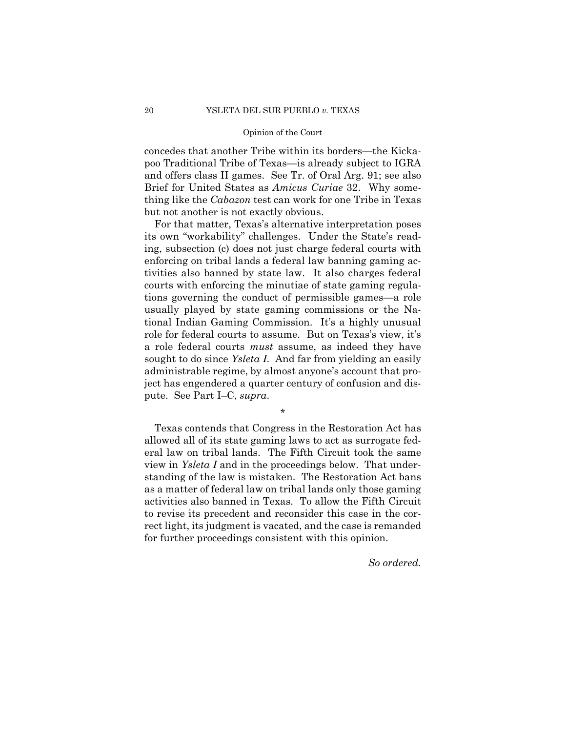concedes that another Tribe within its borders—the Kickapoo Traditional Tribe of Texas—is already subject to IGRA and offers class II games. See Tr. of Oral Arg. 91; see also Brief for United States as *Amicus Curiae* 32. Why something like the *Cabazon* test can work for one Tribe in Texas but not another is not exactly obvious.

For that matter, Texas's alternative interpretation poses its own "workability" challenges. Under the State's reading, subsection (c) does not just charge federal courts with enforcing on tribal lands a federal law banning gaming activities also banned by state law. It also charges federal courts with enforcing the minutiae of state gaming regulations governing the conduct of permissible games—a role usually played by state gaming commissions or the National Indian Gaming Commission. It's a highly unusual role for federal courts to assume. But on Texas's view, it's a role federal courts *must* assume, as indeed they have sought to do since *Ysleta I*. And far from yielding an easily administrable regime, by almost anyone's account that project has engendered a quarter century of confusion and dispute. See Part I–C, *supra*.

\*

Texas contends that Congress in the Restoration Act has allowed all of its state gaming laws to act as surrogate federal law on tribal lands. The Fifth Circuit took the same view in *Ysleta I* and in the proceedings below. That understanding of the law is mistaken. The Restoration Act bans as a matter of federal law on tribal lands only those gaming activities also banned in Texas. To allow the Fifth Circuit to revise its precedent and reconsider this case in the correct light, its judgment is vacated, and the case is remanded for further proceedings consistent with this opinion.

*So ordered.*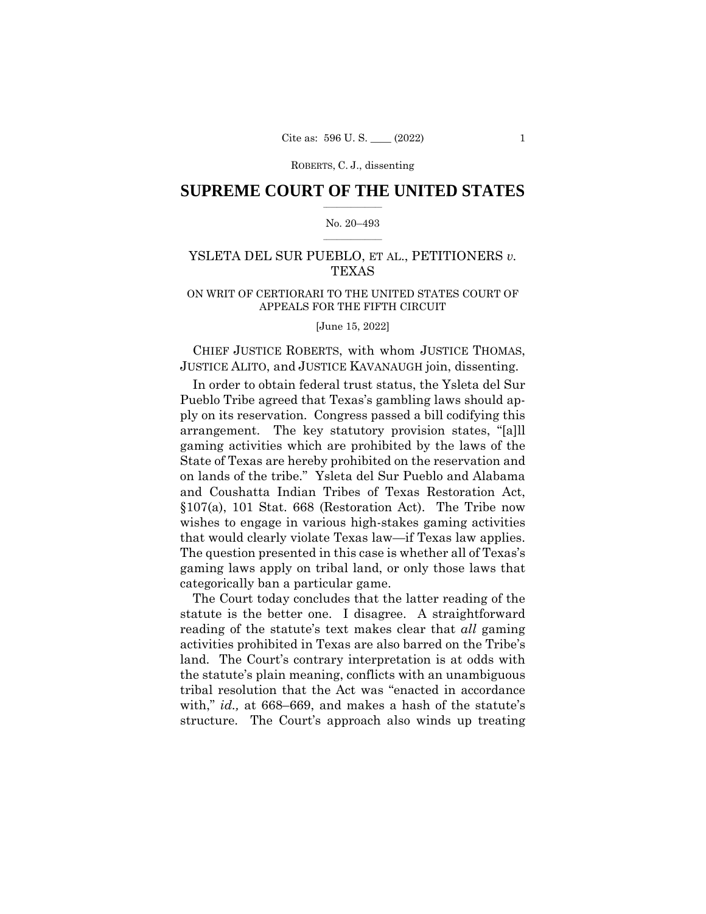# SUPREME COURT OF THE UNITED STATES

No. 20–493

YSLETA DEL SUR PUEBLO, ET AL., PETITIONERS *v.* TEXAS

ON WRIT OF CERTIORARI TO THE UNITED STATES COURT OF APPEALS FOR THE FIFTH CIRCUIT

[June 15, 2022]

CHIEF JUSTICE ROBERTS, with whom JUSTICE THOMAS, JUSTICE ALITO, and JUSTICE KAVANAUGH join, dissenting.

In order to obtain federal trust status, the Ysleta del Sur Pueblo Tribe agreed that Texas's gambling laws should apply on its reservation. Congress passed a bill codifying this arrangement. The key statutory provision states, "[a]ll gaming activities which are prohibited by the laws of the State of Texas are hereby prohibited on the reservation and on lands of the tribe." Ysleta del Sur Pueblo and Alabama and Coushatta Indian Tribes of Texas Restoration Act, §107(a), 101 Stat. 668 (Restoration Act). The Tribe now wishes to engage in various high-stakes gaming activities that would clearly violate Texas law—if Texas law applies. The question presented in this case is whether all of Texas's gaming laws apply on tribal land, or only those laws that categorically ban a particular game.

The Court today concludes that the latter reading of the statute is the better one. I disagree. A straightforward reading of the statute's text makes clear that *all* gaming activities prohibited in Texas are also barred on the Tribe's land. The Court's contrary interpretation is at odds with the statute's plain meaning, conflicts with an unambiguous tribal resolution that the Act was "enacted in accordance with," *id.,* at 668–669, and makes a hash of the statute's structure. The Court's approach also winds up treating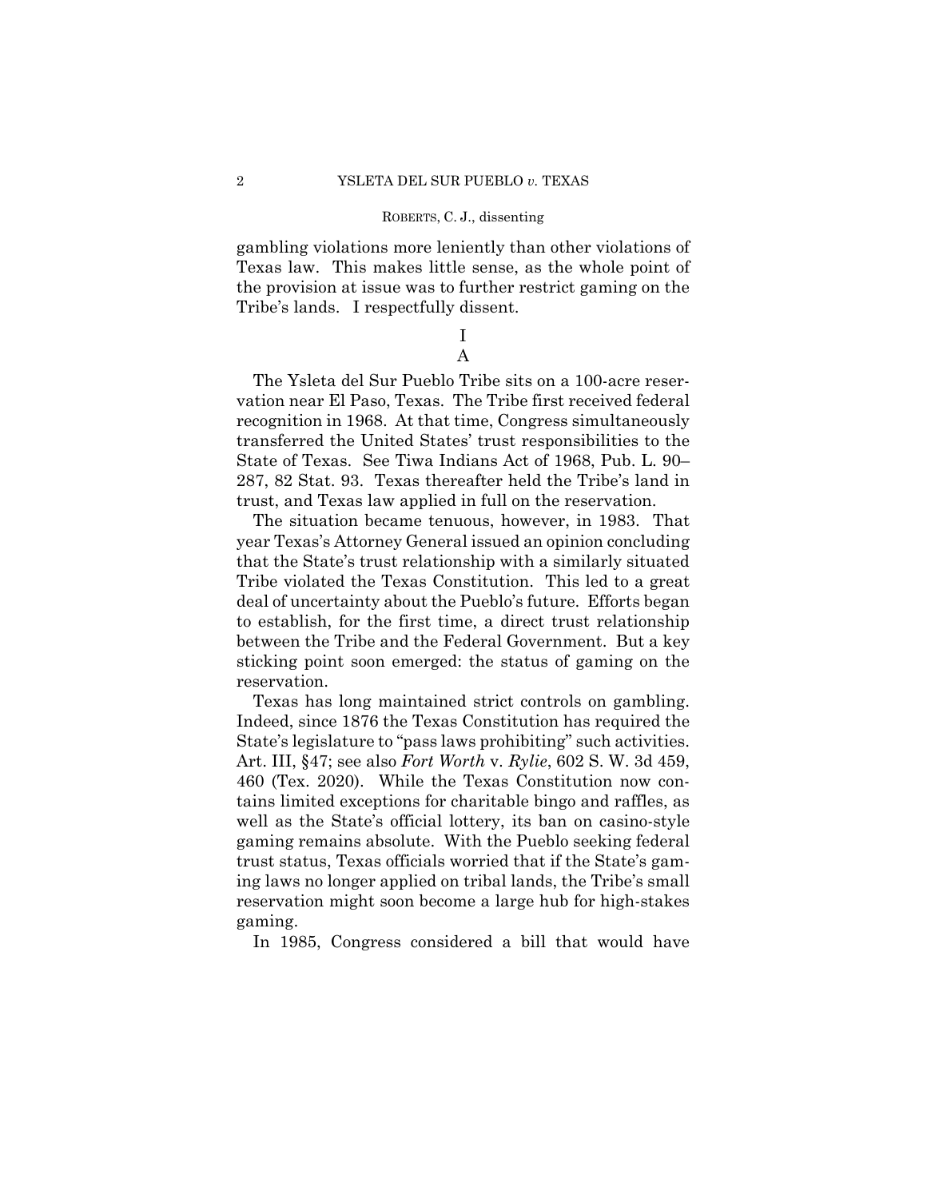gambling violations more leniently than other violations of Texas law. This makes little sense, as the whole point of the provision at issue was to further restrict gaming on the Tribe's lands. I respectfully dissent.

## I

### A

The Ysleta del Sur Pueblo Tribe sits on a 100-acre reservation near El Paso, Texas. The Tribe first received federal recognition in 1968. At that time, Congress simultaneously transferred the United States' trust responsibilities to the State of Texas. See Tiwa Indians Act of 1968, Pub. L. 90–287, 82 Stat. 93. Texas thereafter held the Tribe's land in trust, and Texas law applied in full on the reservation.

The situation became tenuous, however, in 1983. That year Texas's Attorney General issued an opinion concluding that the State's trust relationship with a similarly situated Tribe violated the Texas Constitution. This led to a great deal of uncertainty about the Pueblo's future. Efforts began to establish, for the first time, a direct trust relationship between the Tribe and the Federal Government. But a key sticking point soon emerged: the status of gaming on the reservation.

Texas has long maintained strict controls on gambling. Indeed, since 1876 the Texas Constitution has required the State's legislature to "pass laws prohibiting" such activities. Art. III, §47; see also *Fort Worth* v. *Rylie*, 602 S. W. 3d 459, 460 (Tex. 2020). While the Texas Constitution now contains limited exceptions for charitable bingo and raffles, as well as the State's official lottery, its ban on casino-style gaming remains absolute. With the Pueblo seeking federal trust status, Texas officials worried that if the State's gaming laws no longer applied on tribal lands, the Tribe's small reservation might soon become a large hub for high-stakes gaming.

In 1985, Congress considered a bill that would have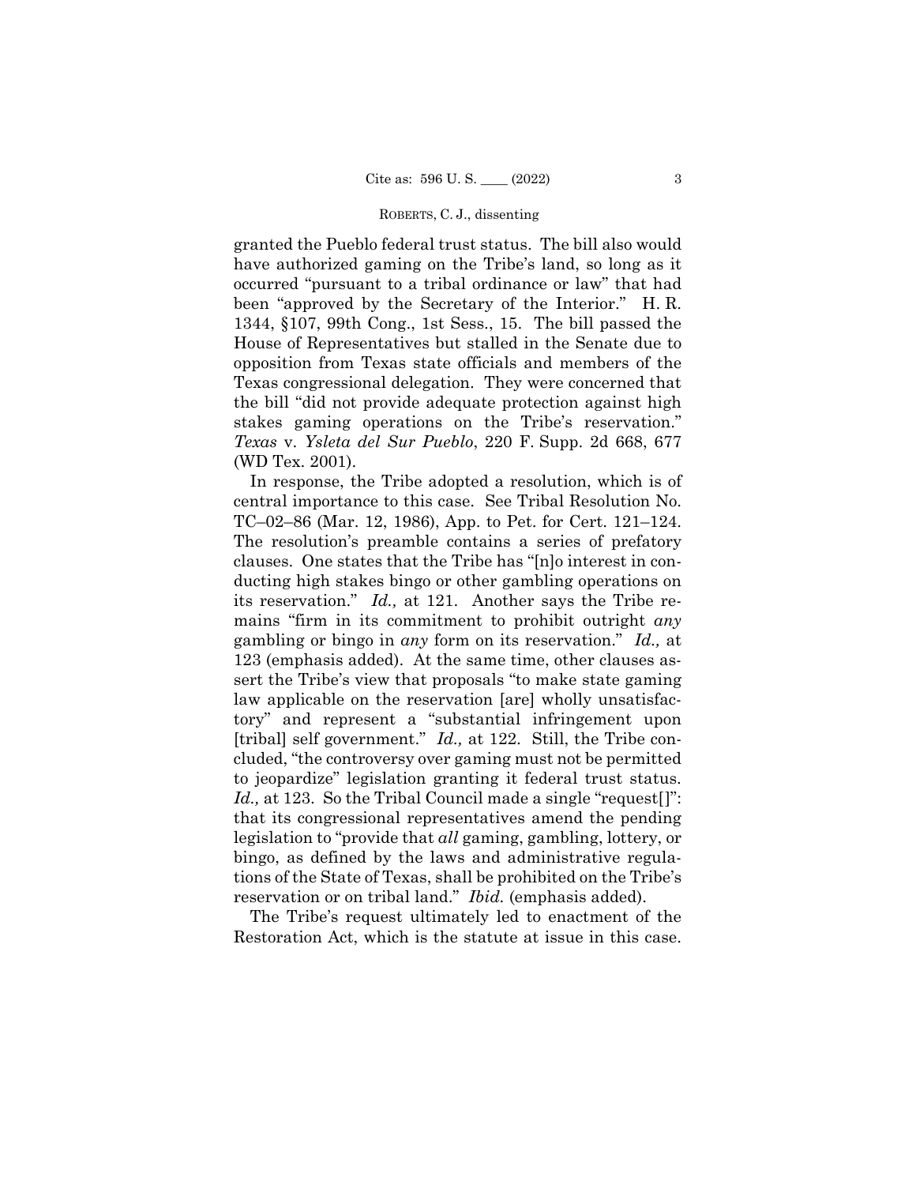granted the Pueblo federal trust status. The bill also would have authorized gaming on the Tribe's land, so long as it occurred "pursuant to a tribal ordinance or law" that had been "approved by the Secretary of the Interior." H. R. 1344, §107, 99th Cong., 1st Sess., 15. The bill passed the House of Representatives but stalled in the Senate due to opposition from Texas state officials and members of the Texas congressional delegation. They were concerned that the bill "did not provide adequate protection against high stakes gaming operations on the Tribe's reservation." *Texas* v. *Ysleta del Sur Pueblo*, 220 F. Supp. 2d 668, 677 (WD Tex. 2001).

In response, the Tribe adopted a resolution, which is of central importance to this case. See Tribal Resolution No. TC–02–86 (Mar. 12, 1986), App. to Pet. for Cert. 121–124. The resolution's preamble contains a series of prefatory clauses. One states that the Tribe has "[n]o interest in conducting high stakes bingo or other gambling operations on its reservation." *Id.,* at 121. Another says the Tribe remains "firm in its commitment to prohibit outright *any* gambling or bingo in *any* form on its reservation." *Id.,* at 123 (emphasis added). At the same time, other clauses assert the Tribe's view that proposals "to make state gaming law applicable on the reservation [are] wholly unsatisfactory" and represent a "substantial infringement upon [tribal] self government." *Id.,* at 122. Still, the Tribe concluded, "the controversy over gaming must not be permitted to jeopardize" legislation granting it federal trust status. *Id.,* at 123. So the Tribal Council made a single "request[]": that its congressional representatives amend the pending legislation to "provide that *all* gaming, gambling, lottery, or bingo, as defined by the laws and administrative regulations of the State of Texas, shall be prohibited on the Tribe's reservation or on tribal land." *Ibid.* (emphasis added).

The Tribe's request ultimately led to enactment of the Restoration Act, which is the statute at issue in this case.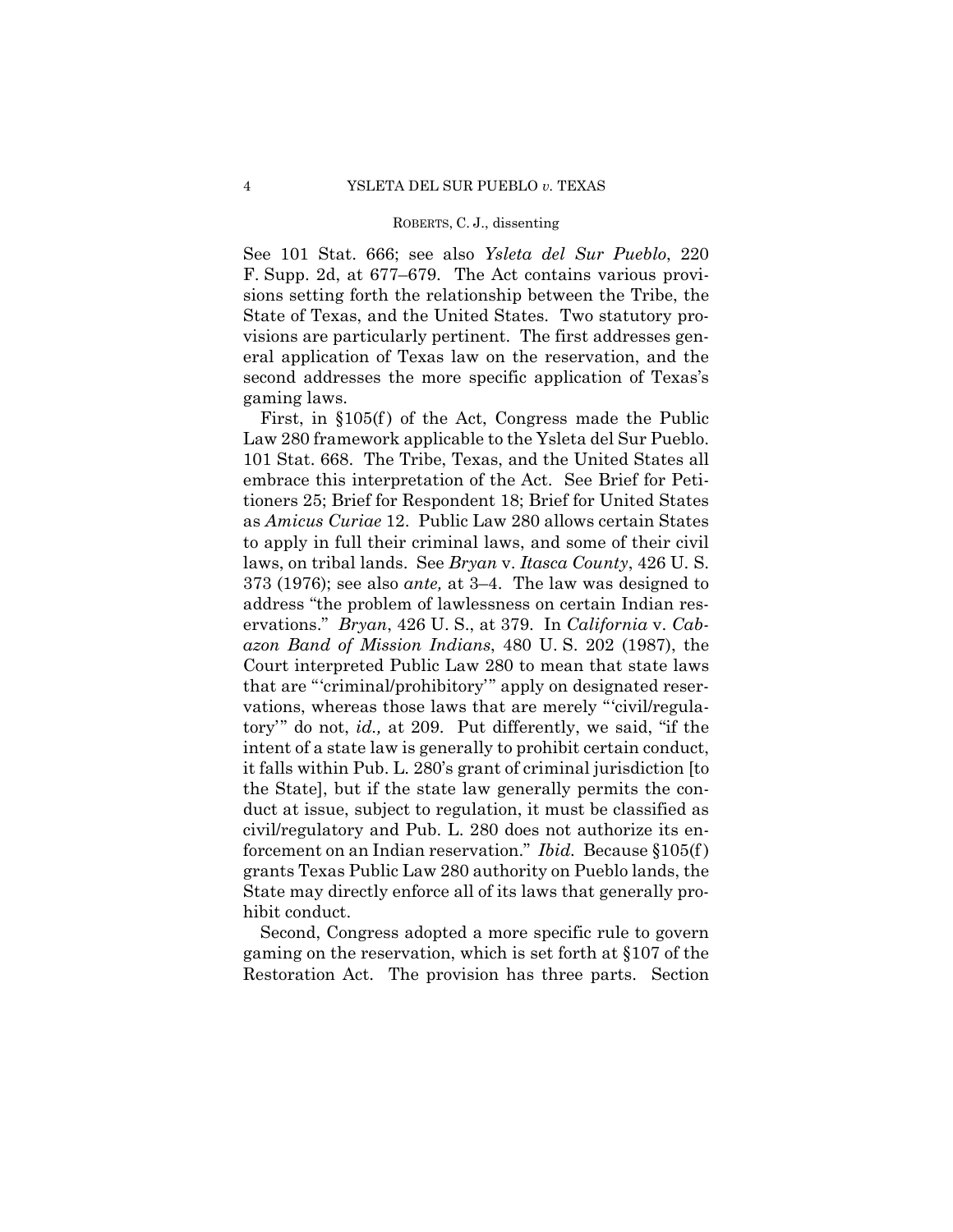See 101 Stat. 666; see also *Ysleta del Sur Pueblo*, 220 F. Supp. 2d, at 677–679. The Act contains various provisions setting forth the relationship between the Tribe, the State of Texas, and the United States. Two statutory provisions are particularly pertinent. The first addresses general application of Texas law on the reservation, and the second addresses the more specific application of Texas's gaming laws.

First, in §105(f) of the Act, Congress made the Public Law 280 framework applicable to the Ysleta del Sur Pueblo. 101 Stat. 668. The Tribe, Texas, and the United States all embrace this interpretation of the Act. See Brief for Petitioners 25; Brief for Respondent 18; Brief for United States as *Amicus Curiae* 12. Public Law 280 allows certain States to apply in full their criminal laws, and some of their civil laws, on tribal lands. See *Bryan* v. *Itasca County*, 426 U. S. 373 (1976); see also *ante,* at 3–4. The law was designed to address "the problem of lawlessness on certain Indian reservations." *Bryan*, 426 U. S., at 379. In *California* v. *Cabazon Band of Mission Indians*, 480 U. S. 202 (1987), the Court interpreted Public Law 280 to mean that state laws that are "'criminal/prohibitory'" apply on designated reservations, whereas those laws that are merely "'civil/regulatory'" do not, *id.,* at 209. Put differently, we said, "if the intent of a state law is generally to prohibit certain conduct, it falls within Pub. L. 280's grant of criminal jurisdiction [to the State], but if the state law generally permits the conduct at issue, subject to regulation, it must be classified as civil/regulatory and Pub. L. 280 does not authorize its enforcement on an Indian reservation." *Ibid.* Because §105(f) grants Texas Public Law 280 authority on Pueblo lands, the State may directly enforce all of its laws that generally prohibit conduct.

Second, Congress adopted a more specific rule to govern gaming on the reservation, which is set forth at §107 of the Restoration Act. The provision has three parts. Section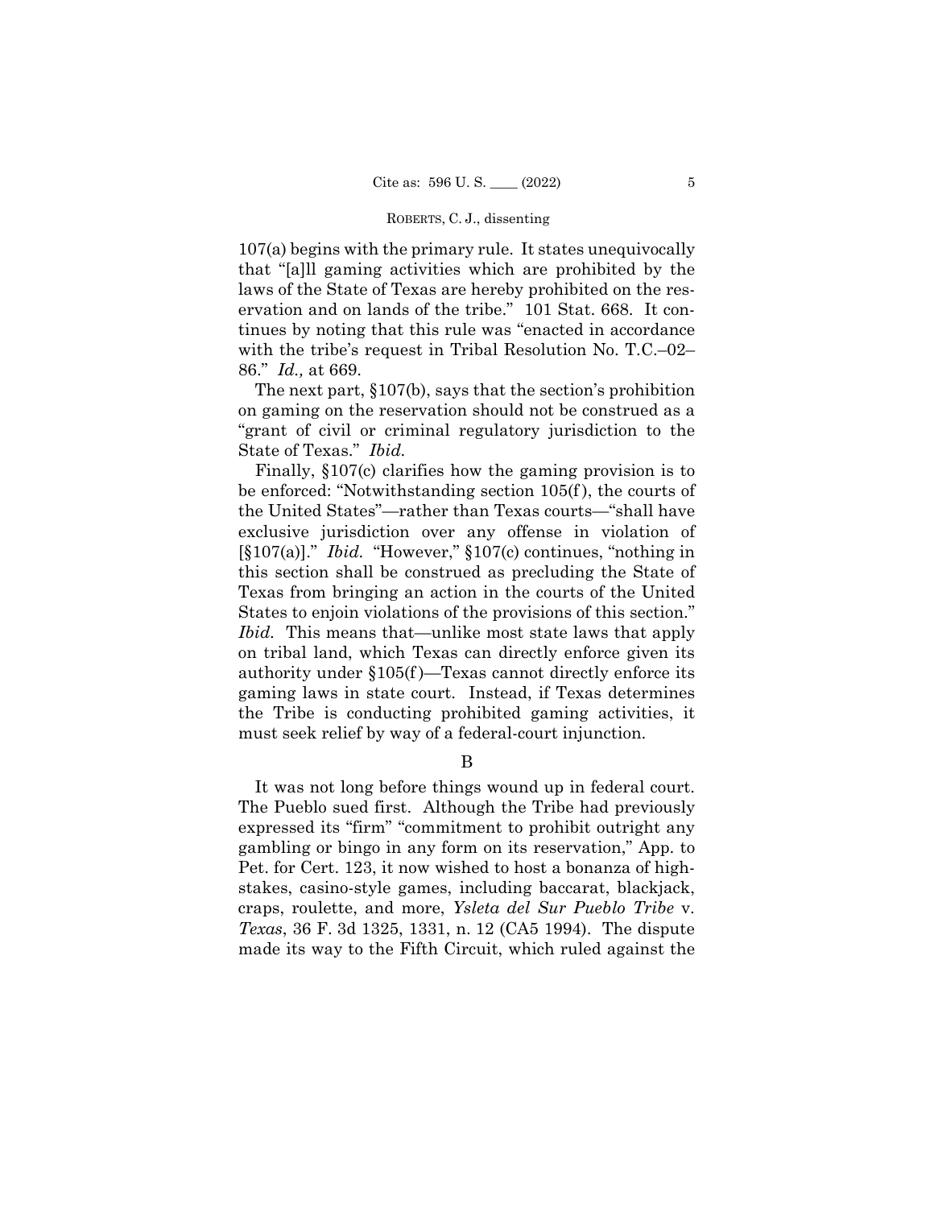107(a) begins with the primary rule. It states unequivocally that "[a]ll gaming activities which are prohibited by the laws of the State of Texas are hereby prohibited on the reservation and on lands of the tribe." 101 Stat. 668. It continues by noting that this rule was "enacted in accordance with the tribe's request in Tribal Resolution No. T.C.–02–86." *Id.,* at 669.

The next part, §107(b), says that the section's prohibition on gaming on the reservation should not be construed as a "grant of civil or criminal regulatory jurisdiction to the State of Texas." *Ibid.*

Finally, §107(c) clarifies how the gaming provision is to be enforced: "Notwithstanding section 105(f), the courts of the United States"—rather than Texas courts—"shall have exclusive jurisdiction over any offense in violation of [§107(a)]." *Ibid.* "However," §107(c) continues, "nothing in this section shall be construed as precluding the State of Texas from bringing an action in the courts of the United States to enjoin violations of the provisions of this section." *Ibid.* This means that—unlike most state laws that apply on tribal land, which Texas can directly enforce given its authority under §105(f)—Texas cannot directly enforce its gaming laws in state court. Instead, if Texas determines the Tribe is conducting prohibited gaming activities, it must seek relief by way of a federal-court injunction.

B

It was not long before things wound up in federal court. The Pueblo sued first. Although the Tribe had previously expressed its "firm" "commitment to prohibit outright any gambling or bingo in any form on its reservation," App. to Pet. for Cert. 123, it now wished to host a bonanza of high-stakes, casino-style games, including baccarat, blackjack, craps, roulette, and more, *Ysleta del Sur Pueblo Tribe* v. *Texas*, 36 F. 3d 1325, 1331, n. 12 (CA5 1994). The dispute made its way to the Fifth Circuit, which ruled against the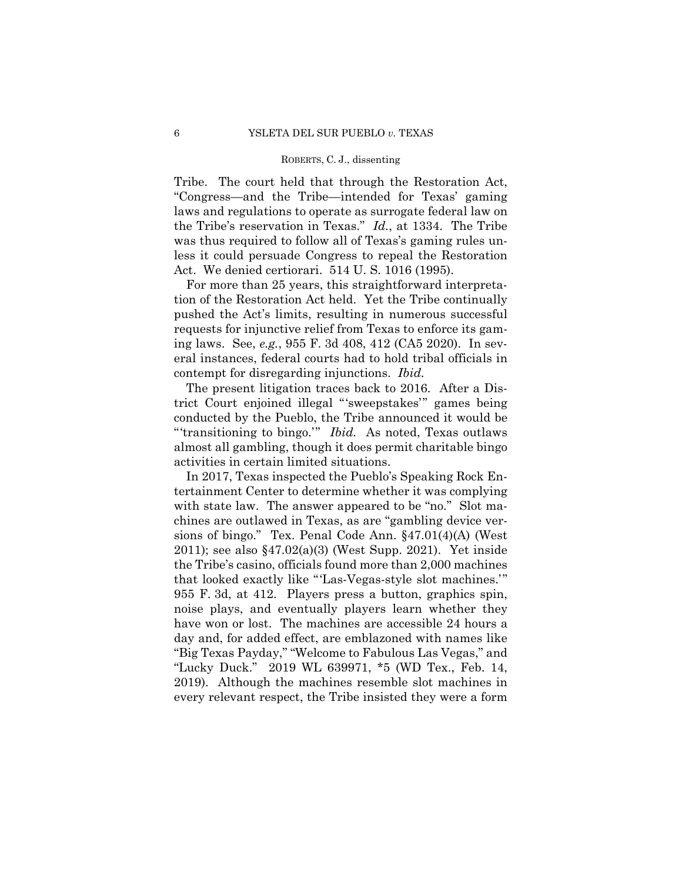Tribe. The court held that through the Restoration Act, "Congress—and the Tribe—intended for Texas' gaming laws and regulations to operate as surrogate federal law on the Tribe's reservation in Texas." *Id.*, at 1334. The Tribe was thus required to follow all of Texas's gaming rules unless it could persuade Congress to repeal the Restoration Act. We denied certiorari. 514 U. S. 1016 (1995).

For more than 25 years, this straightforward interpretation of the Restoration Act held. Yet the Tribe continually pushed the Act's limits, resulting in numerous successful requests for injunctive relief from Texas to enforce its gaming laws. See, *e.g.*, 955 F. 3d 408, 412 (CA5 2020). In several instances, federal courts had to hold tribal officials in contempt for disregarding injunctions. *Ibid.*

The present litigation traces back to 2016. After a District Court enjoined illegal "'sweepstakes'" games being conducted by the Pueblo, the Tribe announced it would be "'transitioning to bingo.'" *Ibid.* As noted, Texas outlaws almost all gambling, though it does permit charitable bingo activities in certain limited situations.

In 2017, Texas inspected the Pueblo's Speaking Rock Entertainment Center to determine whether it was complying with state law. The answer appeared to be "no." Slot machines are outlawed in Texas, as are "gambling device versions of bingo." Tex. Penal Code Ann. §47.01(4)(A) (West 2011); see also §47.02(a)(3) (West Supp. 2021). Yet inside the Tribe's casino, officials found more than 2,000 machines that looked exactly like "'Las-Vegas-style slot machines.'" 955 F. 3d, at 412. Players press a button, graphics spin, noise plays, and eventually players learn whether they have won or lost. The machines are accessible 24 hours a day and, for added effect, are emblazoned with names like "Big Texas Payday," "Welcome to Fabulous Las Vegas," and "Lucky Duck." 2019 WL 639971, *5 (WD Tex., Feb. 14, 2019). Although the machines resemble slot machines in every relevant respect, the Tribe insisted they were a form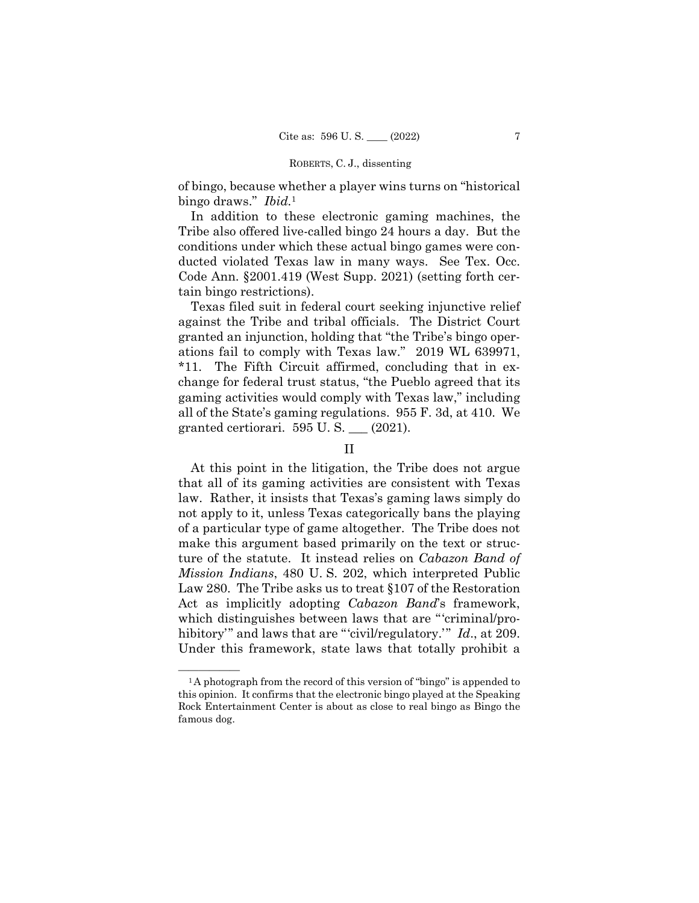of bingo, because whether a player wins turns on "historical bingo draws." *Ibid.*[1]

In addition to these electronic gaming machines, the Tribe also offered live-called bingo 24 hours a day. But the conditions under which these actual bingo games were conducted violated Texas law in many ways. See Tex. Occ. Code Ann. §2001.419 (West Supp. 2021) (setting forth certain bingo restrictions).

Texas filed suit in federal court seeking injunctive relief against the Tribe and tribal officials. The District Court granted an injunction, holding that "the Tribe's bingo operations fail to comply with Texas law." 2019 WL 639971, *11. The Fifth Circuit affirmed, concluding that in exchange for federal trust status, "the Pueblo agreed that its gaming activities would comply with Texas law," including all of the State's gaming regulations. 955 F. 3d, at 410. We granted certiorari. 595 U. S. ___ (2021).

## II

At this point in the litigation, the Tribe does not argue that all of its gaming activities are consistent with Texas law. Rather, it insists that Texas's gaming laws simply do not apply to it, unless Texas categorically bans the playing of a particular type of game altogether. The Tribe does not make this argument based primarily on the text or structure of the statute. It instead relies on *Cabazon Band of Mission Indians*, 480 U. S. 202, which interpreted Public Law 280. The Tribe asks us to treat §107 of the Restoration Act as implicitly adopting *Cabazon Band*'s framework, which distinguishes between laws that are "'criminal/prohibitory'" and laws that are "'civil/regulatory.'" *Id*., at 209. Under this framework, state laws that totally prohibit a

---

[1] A photograph from the record of this version of "bingo" is appended to this opinion. It confirms that the electronic bingo played at the Speaking Rock Entertainment Center is about as close to real bingo as Bingo the famous dog.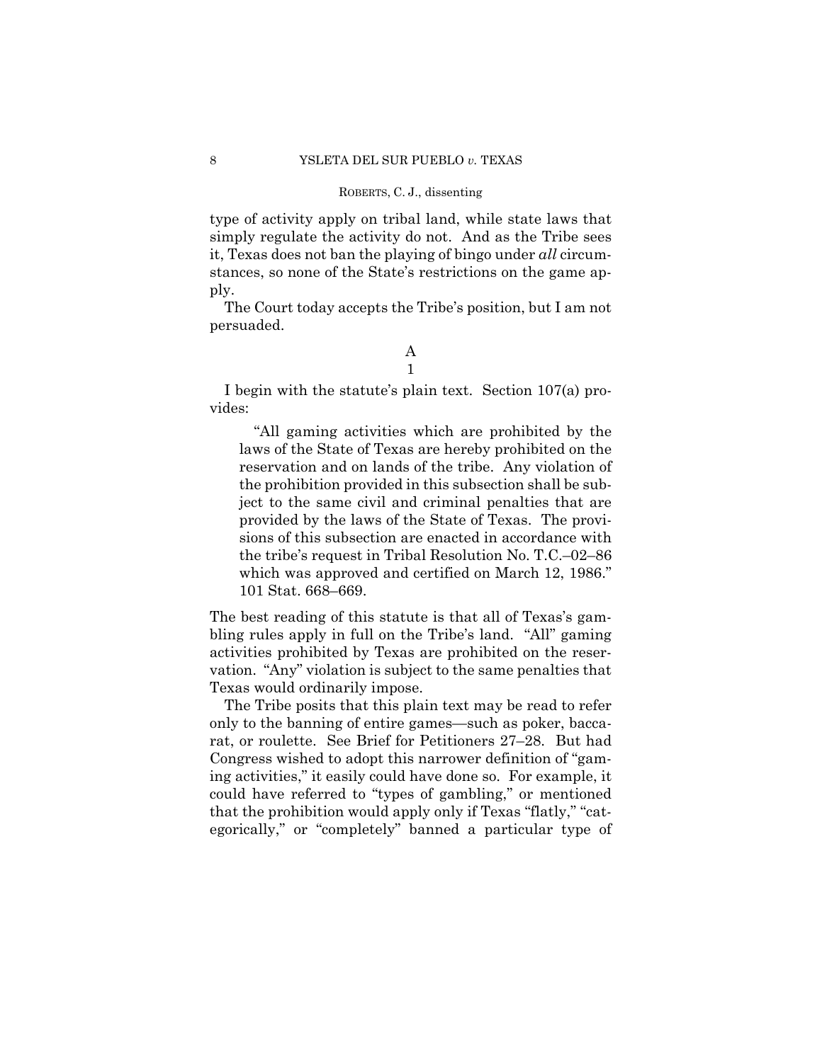type of activity apply on tribal land, while state laws that simply regulate the activity do not. And as the Tribe sees it, Texas does not ban the playing of bingo under *all* circumstances, so none of the State's restrictions on the game apply.

The Court today accepts the Tribe's position, but I am not persuaded.

A

1

I begin with the statute's plain text. Section 107(a) provides:

> "All gaming activities which are prohibited by the laws of the State of Texas are hereby prohibited on the reservation and on lands of the tribe. Any violation of the prohibition provided in this subsection shall be subject to the same civil and criminal penalties that are provided by the laws of the State of Texas. The provisions of this subsection are enacted in accordance with the tribe's request in Tribal Resolution No. T.C.–02–86 which was approved and certified on March 12, 1986." 101 Stat. 668–669.

The best reading of this statute is that all of Texas's gambling rules apply in full on the Tribe's land. "All" gaming activities prohibited by Texas are prohibited on the reservation. "Any" violation is subject to the same penalties that Texas would ordinarily impose.

The Tribe posits that this plain text may be read to refer only to the banning of entire games—such as poker, baccarat, or roulette. See Brief for Petitioners 27–28. But had Congress wished to adopt this narrower definition of "gaming activities," it easily could have done so. For example, it could have referred to "types of gambling," or mentioned that the prohibition would apply only if Texas "flatly," "categorically," or "completely" banned a particular type of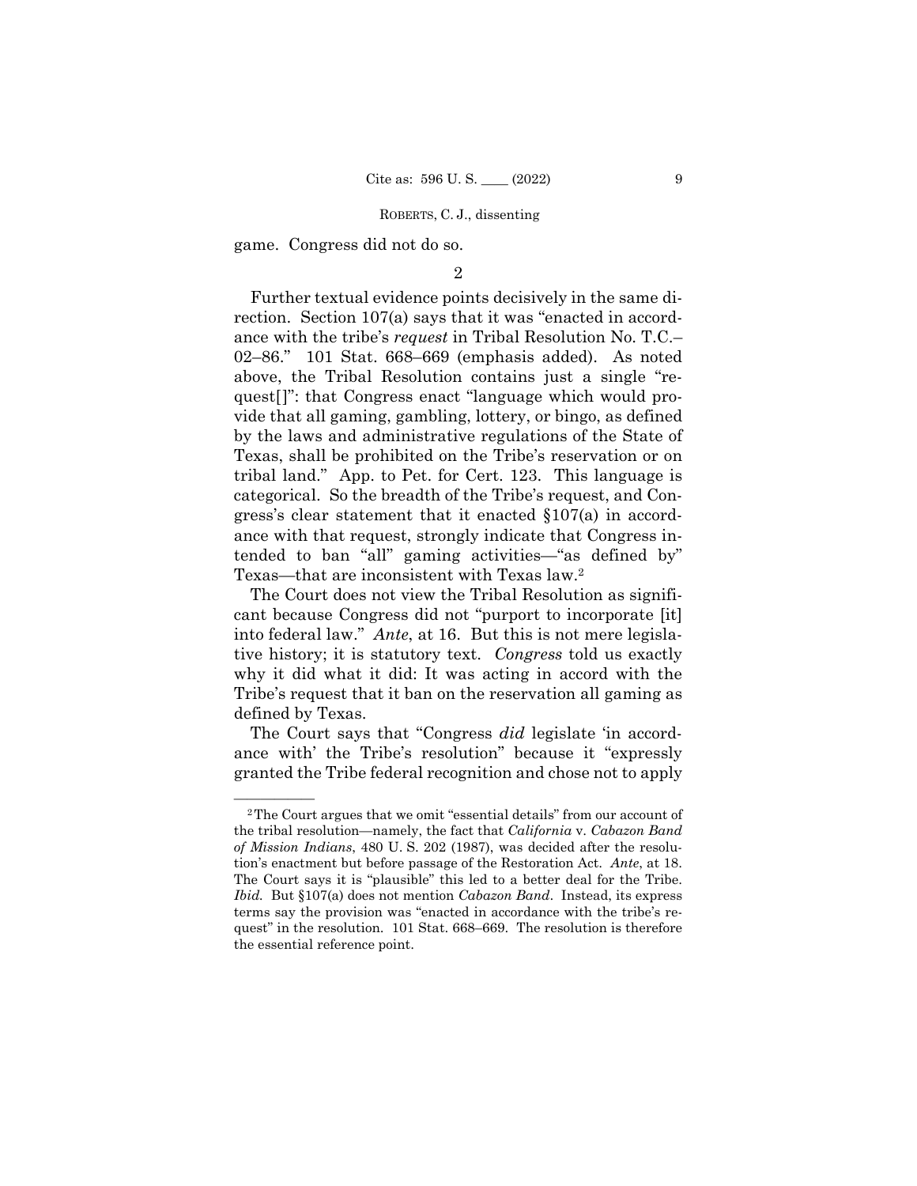game. Congress did not do so.

2

Further textual evidence points decisively in the same direction. Section 107(a) says that it was "enacted in accordance with the tribe's *request* in Tribal Resolution No. T.C.–02–86." 101 Stat. 668–669 (emphasis added). As noted above, the Tribal Resolution contains just a single "request[]": that Congress enact "language which would provide that all gaming, gambling, lottery, or bingo, as defined by the laws and administrative regulations of the State of Texas, shall be prohibited on the Tribe's reservation or on tribal land." App. to Pet. for Cert. 123. This language is categorical. So the breadth of the Tribe's request, and Congress's clear statement that it enacted §107(a) in accordance with that request, strongly indicate that Congress intended to ban "all" gaming activities—"as defined by" Texas—that are inconsistent with Texas law.[2]

The Court does not view the Tribal Resolution as significant because Congress did not "purport to incorporate [it] into federal law." *Ante*, at 16. But this is not mere legislative history; it is statutory text. *Congress* told us exactly why it did what it did: It was acting in accord with the Tribe's request that it ban on the reservation all gaming as defined by Texas.

The Court says that "Congress *did* legislate 'in accordance with' the Tribe's resolution" because it "expressly granted the Tribe federal recognition and chose not to apply

---

[2] The Court argues that we omit "essential details" from our account of the tribal resolution—namely, the fact that *California* v. *Cabazon Band of Mission Indians*, 480 U. S. 202 (1987), was decided after the resolution's enactment but before passage of the Restoration Act. *Ante*, at 18. The Court says it is "plausible" this led to a better deal for the Tribe. *Ibid.* But §107(a) does not mention *Cabazon Band*. Instead, its express terms say the provision was "enacted in accordance with the tribe's request" in the resolution. 101 Stat. 668–669. The resolution is therefore the essential reference point.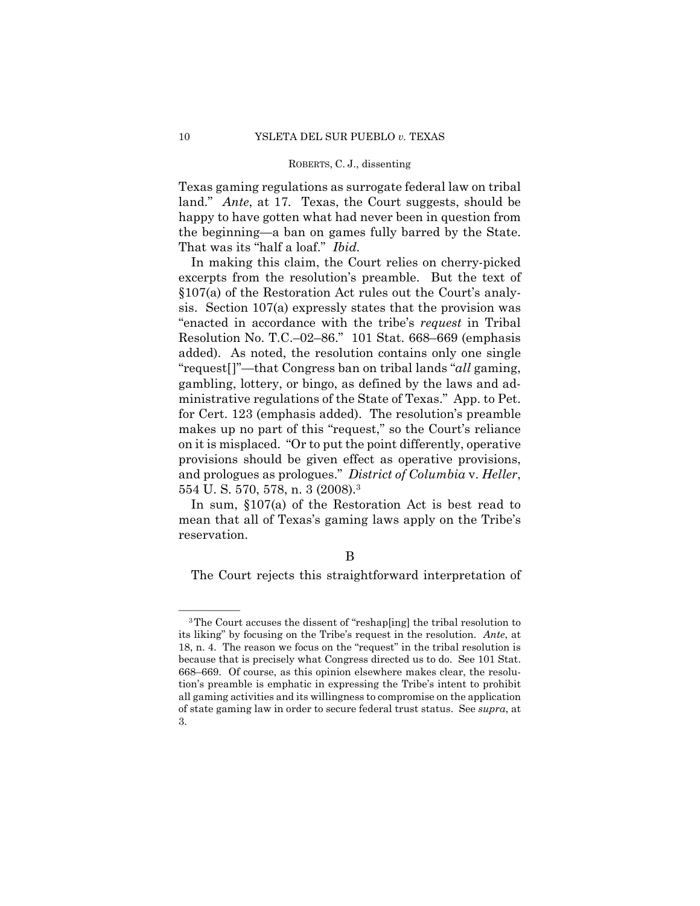Texas gaming regulations as surrogate federal law on tribal land." *Ante*, at 17. Texas, the Court suggests, should be happy to have gotten what had never been in question from the beginning—a ban on games fully barred by the State. That was its "half a loaf." *Ibid.*

In making this claim, the Court relies on cherry-picked excerpts from the resolution's preamble. But the text of §107(a) of the Restoration Act rules out the Court's analysis. Section 107(a) expressly states that the provision was "enacted in accordance with the tribe's *request* in Tribal Resolution No. T.C.–02–86." 101 Stat. 668–669 (emphasis added). As noted, the resolution contains only one single "request[]"—that Congress ban on tribal lands "*all* gaming, gambling, lottery, or bingo, as defined by the laws and administrative regulations of the State of Texas." App. to Pet. for Cert. 123 (emphasis added). The resolution's preamble makes up no part of this "request," so the Court's reliance on it is misplaced. "Or to put the point differently, operative provisions should be given effect as operative provisions, and prologues as prologues." *District of Columbia* v. *Heller*, 554 U. S. 570, 578, n. 3 (2008).[3]

In sum, §107(a) of the Restoration Act is best read to mean that all of Texas's gaming laws apply on the Tribe's reservation.

B

The Court rejects this straightforward interpretation of

---

[3] The Court accuses the dissent of "reshap[ing] the tribal resolution to its liking" by focusing on the Tribe's request in the resolution. *Ante*, at 18, n. 4. The reason we focus on the "request" in the tribal resolution is because that is precisely what Congress directed us to do. See 101 Stat. 668–669. Of course, as this opinion elsewhere makes clear, the resolution's preamble is emphatic in expressing the Tribe's intent to prohibit all gaming activities and its willingness to compromise on the application of state gaming law in order to secure federal trust status. See *supra*, at 3.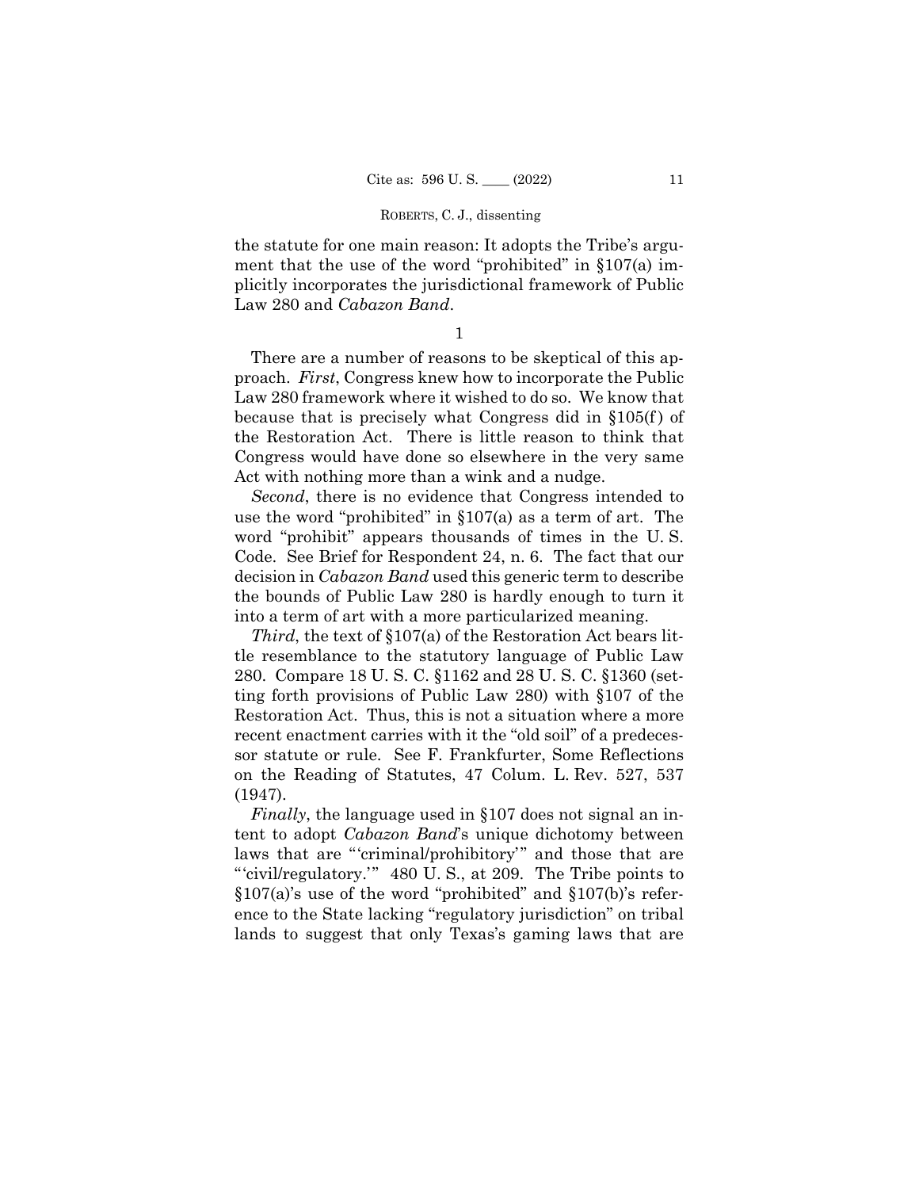the statute for one main reason: It adopts the Tribe's argument that the use of the word "prohibited" in §107(a) implicitly incorporates the jurisdictional framework of Public Law 280 and *Cabazon Band*.

1

There are a number of reasons to be skeptical of this approach. *First*, Congress knew how to incorporate the Public Law 280 framework where it wished to do so. We know that because that is precisely what Congress did in §105(f) of the Restoration Act. There is little reason to think that Congress would have done so elsewhere in the very same Act with nothing more than a wink and a nudge.

*Second*, there is no evidence that Congress intended to use the word "prohibited" in §107(a) as a term of art. The word "prohibit" appears thousands of times in the U. S. Code. See Brief for Respondent 24, n. 6. The fact that our decision in *Cabazon Band* used this generic term to describe the bounds of Public Law 280 is hardly enough to turn it into a term of art with a more particularized meaning.

*Third*, the text of §107(a) of the Restoration Act bears little resemblance to the statutory language of Public Law 280. Compare 18 U. S. C. §1162 and 28 U. S. C. §1360 (setting forth provisions of Public Law 280) with §107 of the Restoration Act. Thus, this is not a situation where a more recent enactment carries with it the "old soil" of a predecessor statute or rule. See F. Frankfurter, Some Reflections on the Reading of Statutes, 47 Colum. L. Rev. 527, 537 (1947).

*Finally*, the language used in §107 does not signal an intent to adopt *Cabazon Band*'s unique dichotomy between laws that are "'criminal/prohibitory'" and those that are "'civil/regulatory.'" 480 U. S., at 209. The Tribe points to §107(a)'s use of the word "prohibited" and §107(b)'s reference to the State lacking "regulatory jurisdiction" on tribal lands to suggest that only Texas's gaming laws that are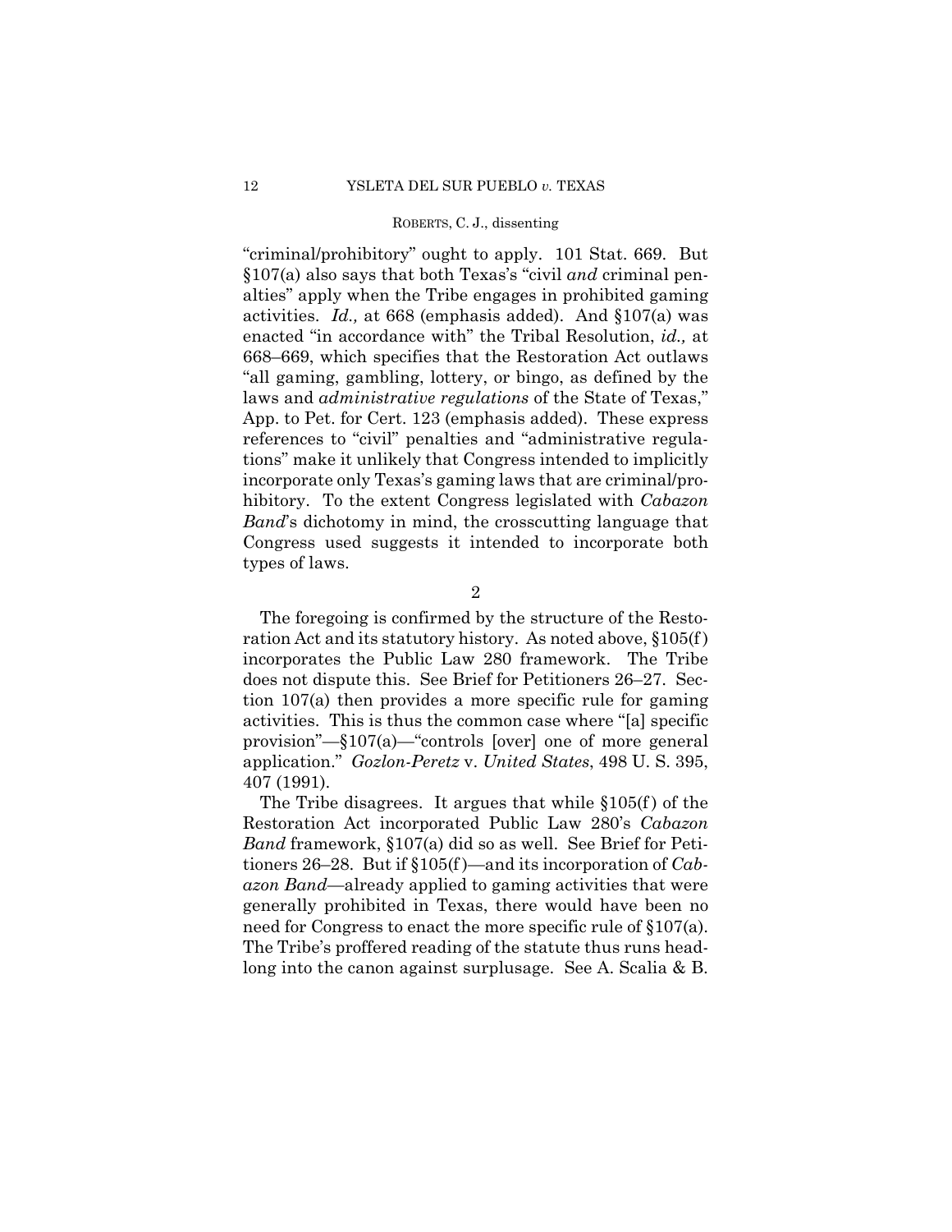"criminal/prohibitory" ought to apply. 101 Stat. 669. But §107(a) also says that both Texas's "civil *and* criminal penalties" apply when the Tribe engages in prohibited gaming activities. *Id.,* at 668 (emphasis added). And §107(a) was enacted "in accordance with" the Tribal Resolution, *id.,* at 668–669, which specifies that the Restoration Act outlaws "all gaming, gambling, lottery, or bingo, as defined by the laws and *administrative regulations* of the State of Texas," App. to Pet. for Cert. 123 (emphasis added). These express references to "civil" penalties and "administrative regulations" make it unlikely that Congress intended to implicitly incorporate only Texas's gaming laws that are criminal/prohibitory. To the extent Congress legislated with *Cabazon Band*'s dichotomy in mind, the crosscutting language that Congress used suggests it intended to incorporate both types of laws.

2

The foregoing is confirmed by the structure of the Restoration Act and its statutory history. As noted above, §105(f) incorporates the Public Law 280 framework. The Tribe does not dispute this. See Brief for Petitioners 26–27. Section 107(a) then provides a more specific rule for gaming activities. This is thus the common case where "[a] specific provision"—§107(a)—"controls [over] one of more general application." *Gozlon-Peretz* v. *United States*, 498 U. S. 395, 407 (1991).

The Tribe disagrees. It argues that while §105(f) of the Restoration Act incorporated Public Law 280's *Cabazon Band* framework, §107(a) did so as well. See Brief for Petitioners 26–28. But if §105(f)—and its incorporation of *Cabazon Band*—already applied to gaming activities that were generally prohibited in Texas, there would have been no need for Congress to enact the more specific rule of §107(a). The Tribe's proffered reading of the statute thus runs headlong into the canon against surplusage. See A. Scalia & B.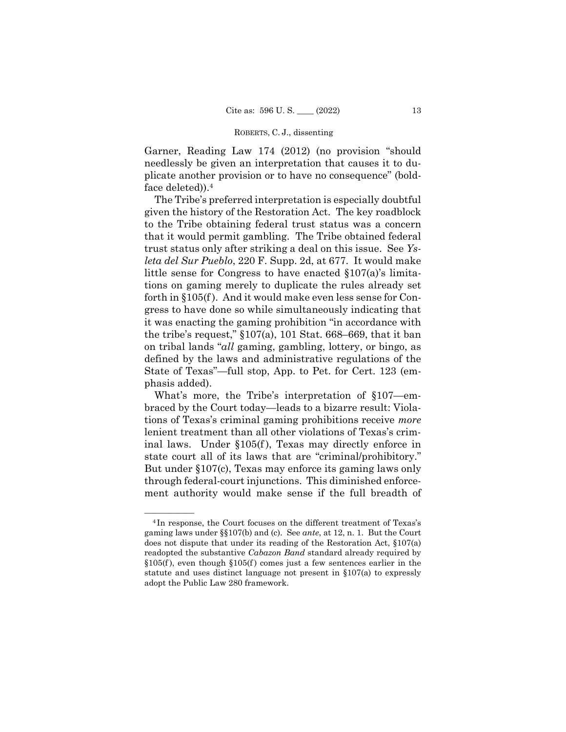Garner, Reading Law 174 (2012) (no provision "should needlessly be given an interpretation that causes it to duplicate another provision or to have no consequence" (boldface deleted)).[4]

The Tribe's preferred interpretation is especially doubtful given the history of the Restoration Act. The key roadblock to the Tribe obtaining federal trust status was a concern that it would permit gambling. The Tribe obtained federal trust status only after striking a deal on this issue. See *Ysleta del Sur Pueblo*, 220 F. Supp. 2d, at 677. It would make little sense for Congress to have enacted §107(a)'s limitations on gaming merely to duplicate the rules already set forth in §105(f). And it would make even less sense for Congress to have done so while simultaneously indicating that it was enacting the gaming prohibition "in accordance with the tribe's request," §107(a), 101 Stat. 668–669, that it ban on tribal lands "*all* gaming, gambling, lottery, or bingo, as defined by the laws and administrative regulations of the State of Texas"—full stop, App. to Pet. for Cert. 123 (emphasis added).

What's more, the Tribe's interpretation of §107—embraced by the Court today—leads to a bizarre result: Violations of Texas's criminal gaming prohibitions receive *more* lenient treatment than all other violations of Texas's criminal laws. Under §105(f), Texas may directly enforce in state court all of its laws that are "criminal/prohibitory." But under §107(c), Texas may enforce its gaming laws only through federal-court injunctions. This diminished enforcement authority would make sense if the full breadth of

---

[4] In response, the Court focuses on the different treatment of Texas's gaming laws under §§107(b) and (c). See *ante*, at 12, n. 1. But the Court does not dispute that under its reading of the Restoration Act, §107(a) readopted the substantive *Cabazon Band* standard already required by §105(f), even though §105(f) comes just a few sentences earlier in the statute and uses distinct language not present in §107(a) to expressly adopt the Public Law 280 framework.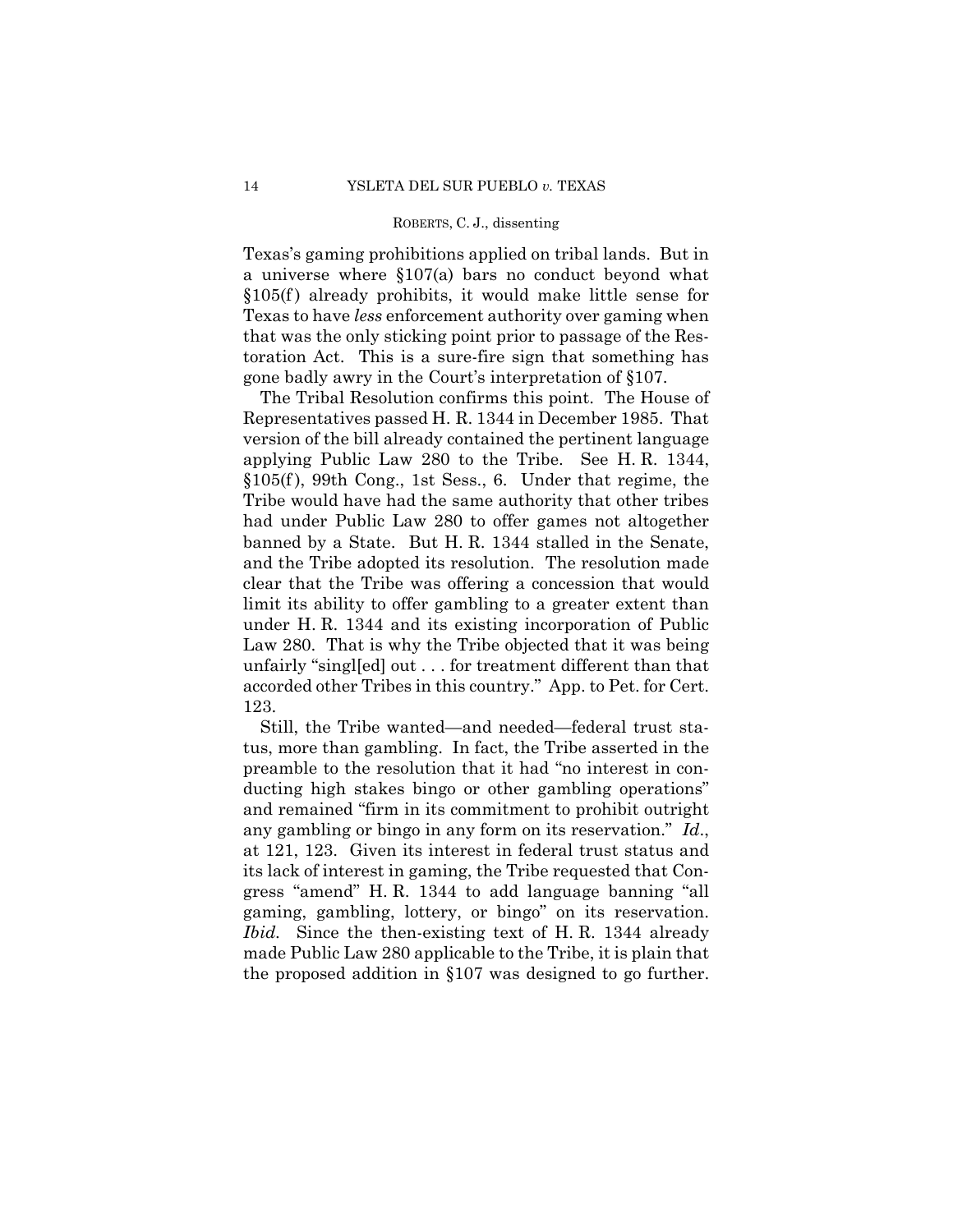Texas's gaming prohibitions applied on tribal lands. But in a universe where §107(a) bars no conduct beyond what §105(f) already prohibits, it would make little sense for Texas to have *less* enforcement authority over gaming when that was the only sticking point prior to passage of the Restoration Act. This is a sure-fire sign that something has gone badly awry in the Court's interpretation of §107.

The Tribal Resolution confirms this point. The House of Representatives passed H. R. 1344 in December 1985. That version of the bill already contained the pertinent language applying Public Law 280 to the Tribe. See H. R. 1344, §105(f), 99th Cong., 1st Sess., 6. Under that regime, the Tribe would have had the same authority that other tribes had under Public Law 280 to offer games not altogether banned by a State. But H. R. 1344 stalled in the Senate, and the Tribe adopted its resolution. The resolution made clear that the Tribe was offering a concession that would limit its ability to offer gambling to a greater extent than under H. R. 1344 and its existing incorporation of Public Law 280. That is why the Tribe objected that it was being unfairly "singl[ed] out . . . for treatment different than that accorded other Tribes in this country." App. to Pet. for Cert. 123.

Still, the Tribe wanted—and needed—federal trust status, more than gambling. In fact, the Tribe asserted in the preamble to the resolution that it had "no interest in conducting high stakes bingo or other gambling operations" and remained "firm in its commitment to prohibit outright any gambling or bingo in any form on its reservation." *Id.*, at 121, 123. Given its interest in federal trust status and its lack of interest in gaming, the Tribe requested that Congress "amend" H. R. 1344 to add language banning "all gaming, gambling, lottery, or bingo" on its reservation. *Ibid.* Since the then-existing text of H. R. 1344 already made Public Law 280 applicable to the Tribe, it is plain that the proposed addition in §107 was designed to go further.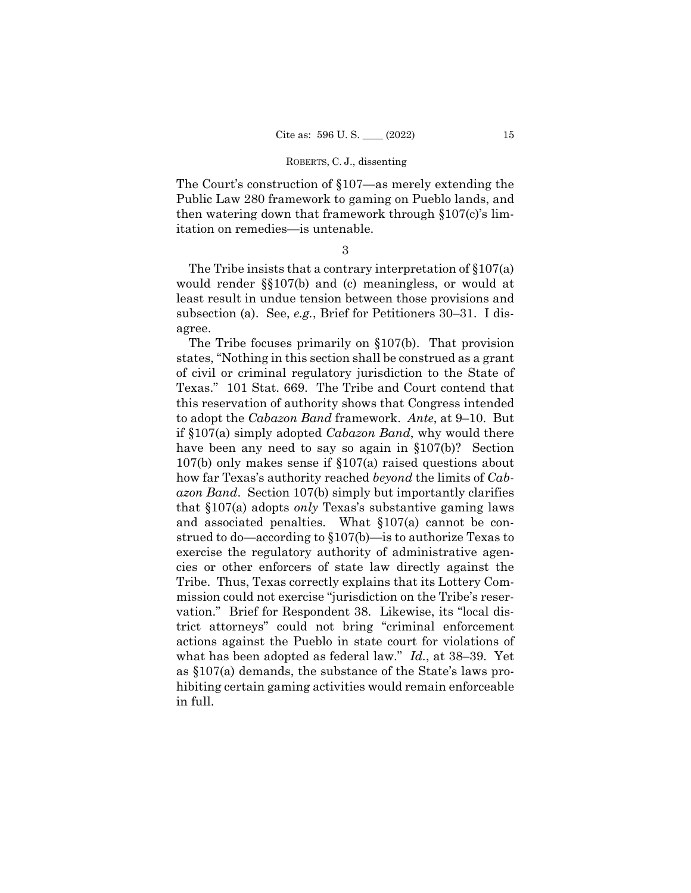The Court's construction of §107—as merely extending the Public Law 280 framework to gaming on Pueblo lands, and then watering down that framework through §107(c)'s limitation on remedies—is untenable.

3

The Tribe insists that a contrary interpretation of §107(a) would render §§107(b) and (c) meaningless, or would at least result in undue tension between those provisions and subsection (a). See, *e.g.*, Brief for Petitioners 30–31. I disagree.

The Tribe focuses primarily on §107(b). That provision states, "Nothing in this section shall be construed as a grant of civil or criminal regulatory jurisdiction to the State of Texas." 101 Stat. 669. The Tribe and Court contend that this reservation of authority shows that Congress intended to adopt the *Cabazon Band* framework. *Ante*, at 9–10. But if §107(a) simply adopted *Cabazon Band*, why would there have been any need to say so again in §107(b)? Section 107(b) only makes sense if §107(a) raised questions about how far Texas's authority reached *beyond* the limits of *Cabazon Band*. Section 107(b) simply but importantly clarifies that §107(a) adopts *only* Texas's substantive gaming laws and associated penalties. What §107(a) cannot be construed to do—according to §107(b)—is to authorize Texas to exercise the regulatory authority of administrative agencies or other enforcers of state law directly against the Tribe. Thus, Texas correctly explains that its Lottery Commission could not exercise "jurisdiction on the Tribe's reservation." Brief for Respondent 38. Likewise, its "local district attorneys" could not bring "criminal enforcement actions against the Pueblo in state court for violations of what has been adopted as federal law." *Id.*, at 38–39. Yet as §107(a) demands, the substance of the State's laws prohibiting certain gaming activities would remain enforceable in full.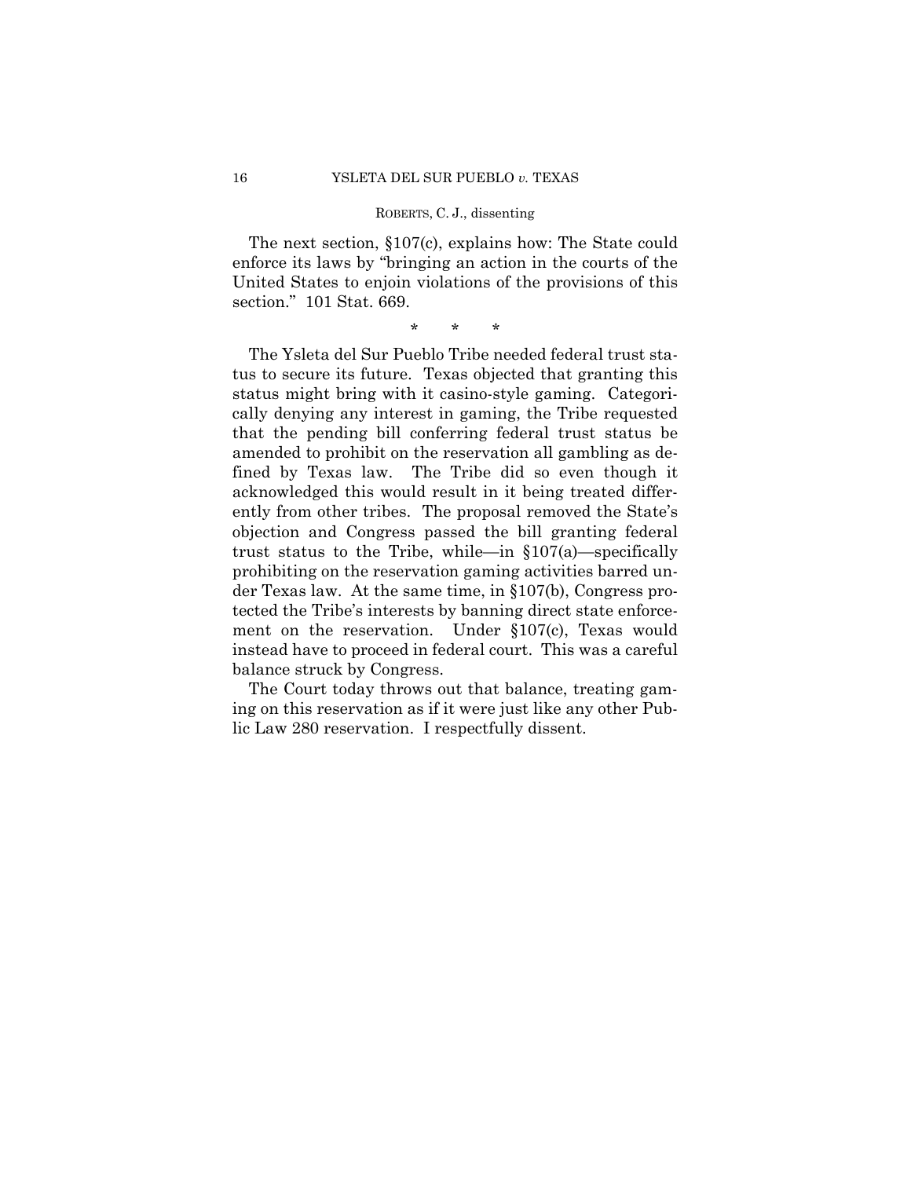The next section, §107(c), explains how: The State could enforce its laws by "bringing an action in the courts of the United States to enjoin violations of the provisions of this section." 101 Stat. 669.

\* \* \*

The Ysleta del Sur Pueblo Tribe needed federal trust status to secure its future. Texas objected that granting this status might bring with it casino-style gaming. Categorically denying any interest in gaming, the Tribe requested that the pending bill conferring federal trust status be amended to prohibit on the reservation all gambling as defined by Texas law. The Tribe did so even though it acknowledged this would result in it being treated differently from other tribes. The proposal removed the State's objection and Congress passed the bill granting federal trust status to the Tribe, while—in §107(a)—specifically prohibiting on the reservation gaming activities barred under Texas law. At the same time, in §107(b), Congress protected the Tribe's interests by banning direct state enforcement on the reservation. Under §107(c), Texas would instead have to proceed in federal court. This was a careful balance struck by Congress.

The Court today throws out that balance, treating gaming on this reservation as if it were just like any other Public Law 280 reservation. I respectfully dissent.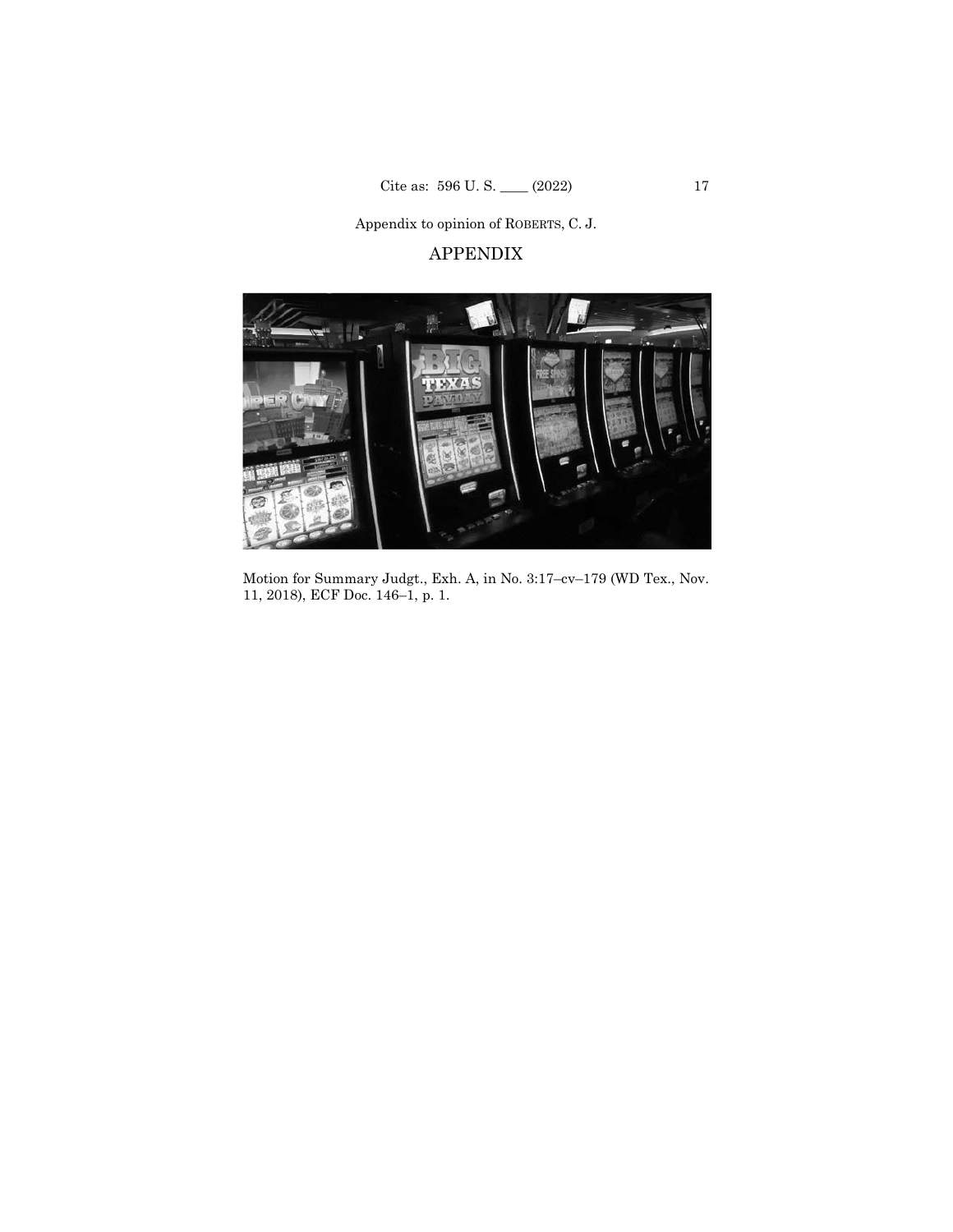Appendix to opinion of ROBERTS, C. J.

## APPENDIX

Motion for Summary Judgt., Exh. A, in No. 3:17–cv–179 (WD Tex., Nov. 11, 2018), ECF Doc. 146–1, p. 1.